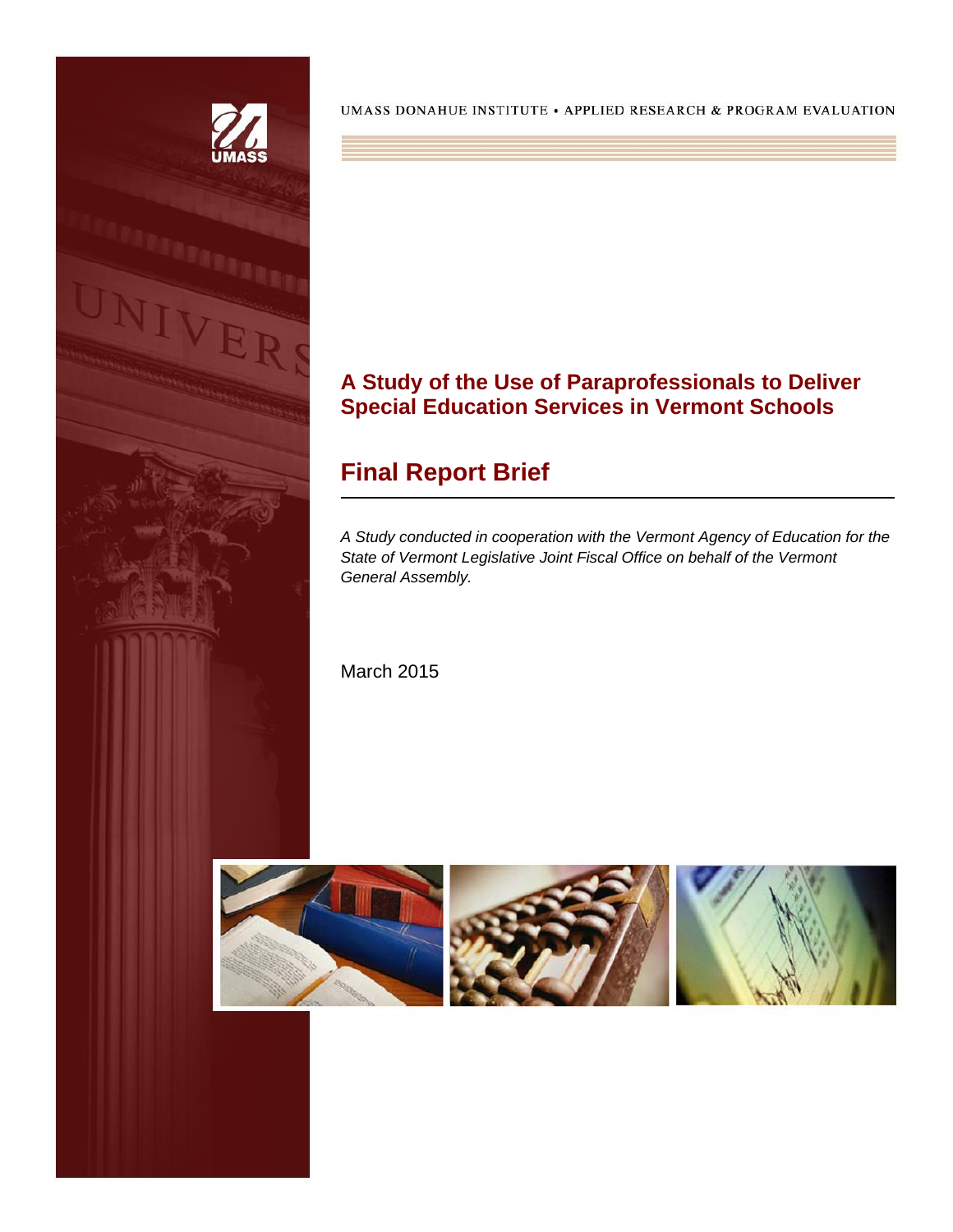UMASS DONAHUE INSTITUTE • APPLIED RESEARCH & PROGRAM EVALUATION

# A Study of the Use of Paraprofessionals to Deliver Special Education Services in Vermont Schools

## Final Report Brief

*A Study conducted in cooperation with the Vermont Agency of Education for the State of Vermont Legislative Joint Fiscal Office on behalf of the Vermont General Assembly.*

March 2015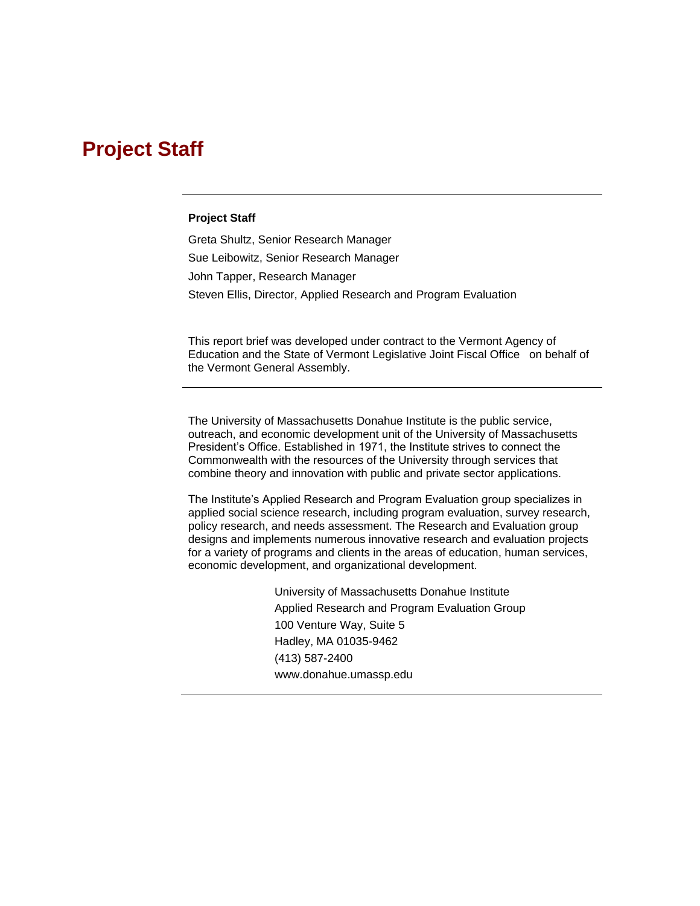# Project Staff

**Project Staff**

Greta Shultz, Senior Research Manager

Sue Leibowitz, Senior Research Manager

John Tapper, Research Manager

Steven Ellis, Director, Applied Research and Program Evaluation

This report brief was developed under contract to the Vermont Agency of Education and the State of Vermont Legislative Joint Fiscal Office on behalf of the Vermont General Assembly.

The University of Massachusetts Donahue Institute is the public service, outreach, and economic development unit of the University of Massachusetts President's Office. Established in 1971, the Institute strives to connect the Commonwealth with the resources of the University through services that combine theory and innovation with public and private sector applications.

The Institute's Applied Research and Program Evaluation group specializes in applied social science research, including program evaluation, survey research, policy research, and needs assessment. The Research and Evaluation group designs and implements numerous innovative research and evaluation projects for a variety of programs and clients in the areas of education, human services, economic development, and organizational development.

University of Massachusetts Donahue Institute
Applied Research and Program Evaluation Group
100 Venture Way, Suite 5
Hadley, MA 01035-9462
(413) 587-2400
www.donahue.umassp.edu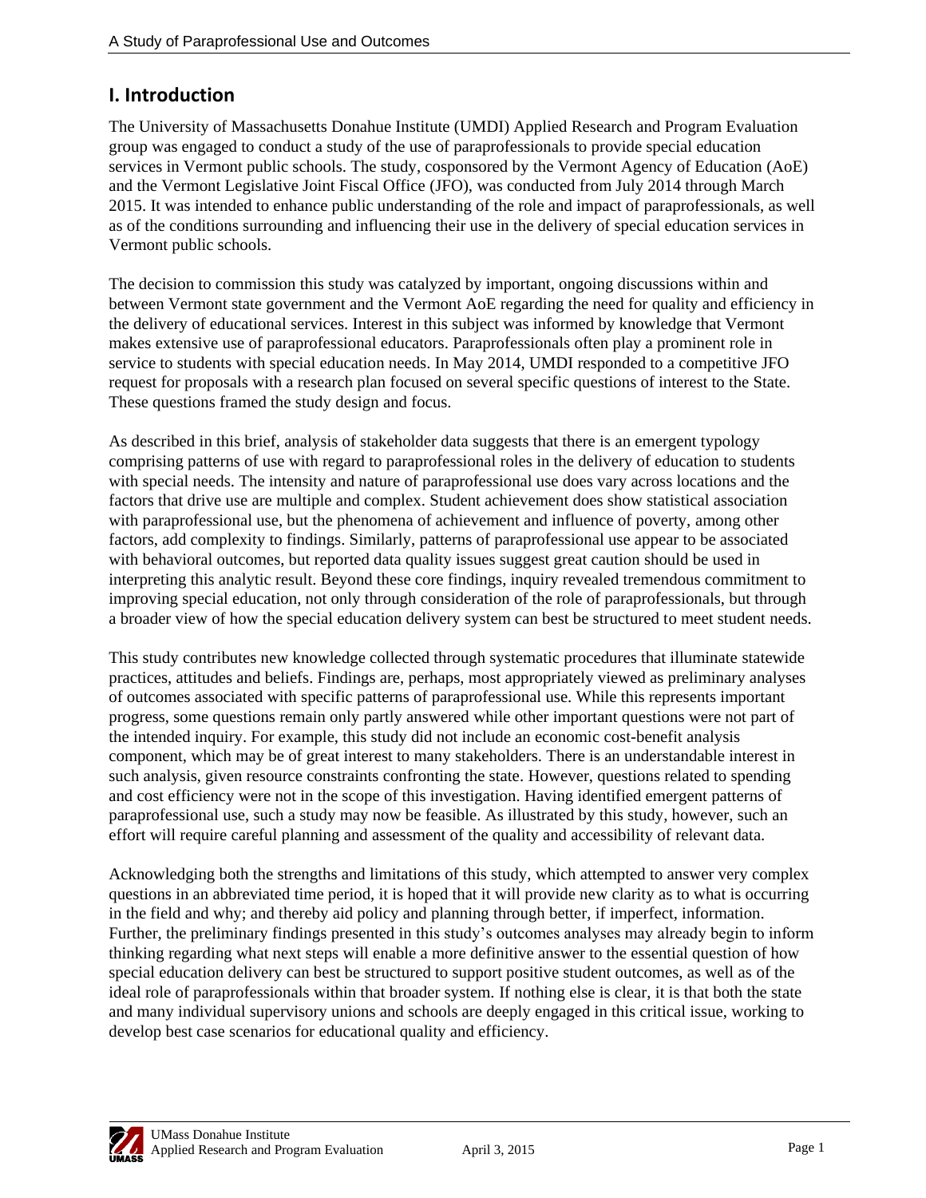## I. Introduction

The University of Massachusetts Donahue Institute (UMDI) Applied Research and Program Evaluation group was engaged to conduct a study of the use of paraprofessionals to provide special education services in Vermont public schools. The study, cosponsored by the Vermont Agency of Education (AoE) and the Vermont Legislative Joint Fiscal Office (JFO), was conducted from July 2014 through March 2015. It was intended to enhance public understanding of the role and impact of paraprofessionals, as well as of the conditions surrounding and influencing their use in the delivery of special education services in Vermont public schools.

The decision to commission this study was catalyzed by important, ongoing discussions within and between Vermont state government and the Vermont AoE regarding the need for quality and efficiency in the delivery of educational services. Interest in this subject was informed by knowledge that Vermont makes extensive use of paraprofessional educators. Paraprofessionals often play a prominent role in service to students with special education needs. In May 2014, UMDI responded to a competitive JFO request for proposals with a research plan focused on several specific questions of interest to the State. These questions framed the study design and focus.

As described in this brief, analysis of stakeholder data suggests that there is an emergent typology comprising patterns of use with regard to paraprofessional roles in the delivery of education to students with special needs. The intensity and nature of paraprofessional use does vary across locations and the factors that drive use are multiple and complex. Student achievement does show statistical association with paraprofessional use, but the phenomena of achievement and influence of poverty, among other factors, add complexity to findings. Similarly, patterns of paraprofessional use appear to be associated with behavioral outcomes, but reported data quality issues suggest great caution should be used in interpreting this analytic result. Beyond these core findings, inquiry revealed tremendous commitment to improving special education, not only through consideration of the role of paraprofessionals, but through a broader view of how the special education delivery system can best be structured to meet student needs.

This study contributes new knowledge collected through systematic procedures that illuminate statewide practices, attitudes and beliefs. Findings are, perhaps, most appropriately viewed as preliminary analyses of outcomes associated with specific patterns of paraprofessional use. While this represents important progress, some questions remain only partly answered while other important questions were not part of the intended inquiry. For example, this study did not include an economic cost-benefit analysis component, which may be of great interest to many stakeholders. There is an understandable interest in such analysis, given resource constraints confronting the state. However, questions related to spending and cost efficiency were not in the scope of this investigation. Having identified emergent patterns of paraprofessional use, such a study may now be feasible. As illustrated by this study, however, such an effort will require careful planning and assessment of the quality and accessibility of relevant data.

Acknowledging both the strengths and limitations of this study, which attempted to answer very complex questions in an abbreviated time period, it is hoped that it will provide new clarity as to what is occurring in the field and why; and thereby aid policy and planning through better, if imperfect, information. Further, the preliminary findings presented in this study's outcomes analyses may already begin to inform thinking regarding what next steps will enable a more definitive answer to the essential question of how special education delivery can best be structured to support positive student outcomes, as well as of the ideal role of paraprofessionals within that broader system. If nothing else is clear, it is that both the state and many individual supervisory unions and schools are deeply engaged in this critical issue, working to develop best case scenarios for educational quality and efficiency.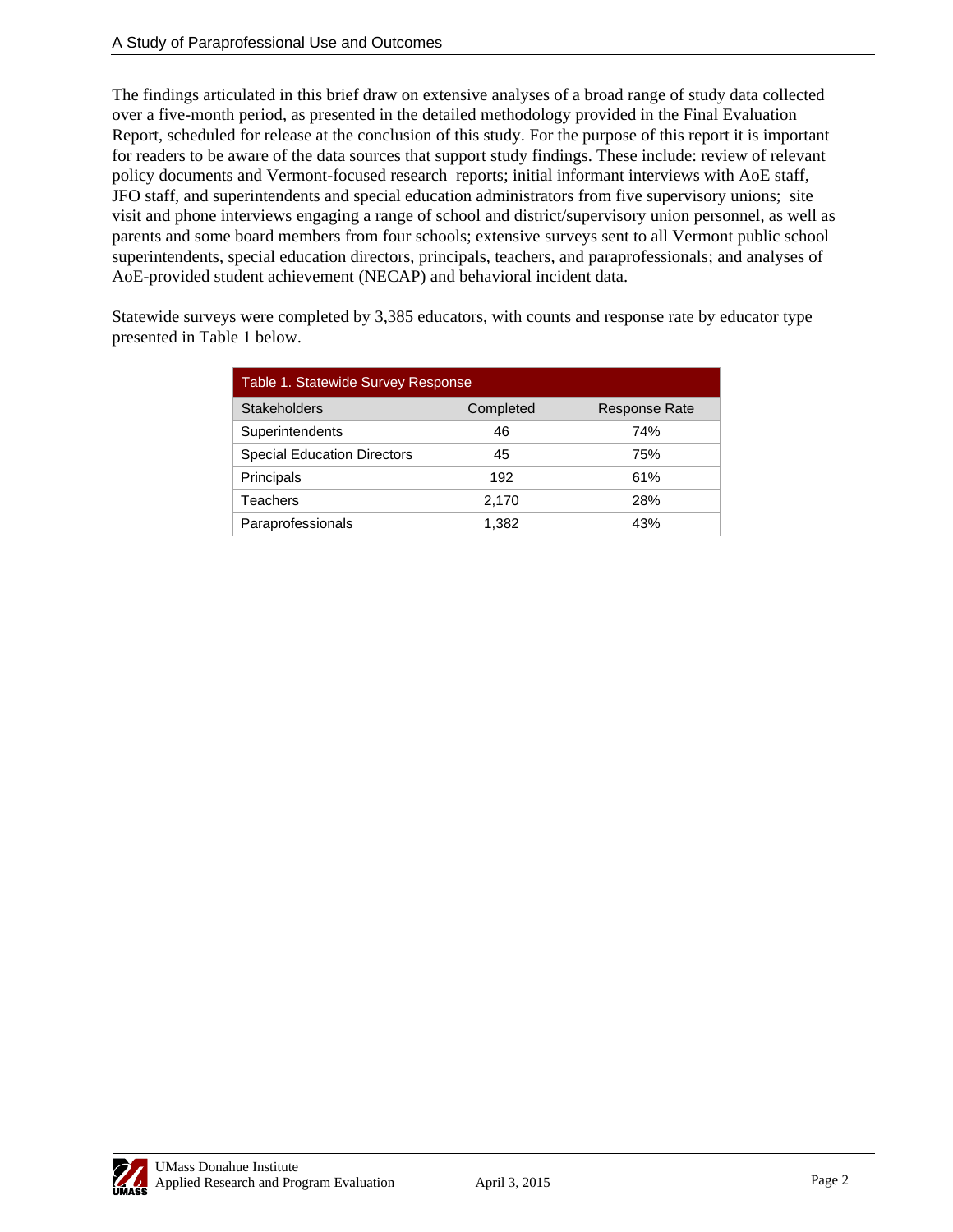The findings articulated in this brief draw on extensive analyses of a broad range of study data collected over a five-month period, as presented in the detailed methodology provided in the Final Evaluation Report, scheduled for release at the conclusion of this study. For the purpose of this report it is important for readers to be aware of the data sources that support study findings. These include: review of relevant policy documents and Vermont-focused research reports; initial informant interviews with AoE staff, JFO staff, and superintendents and special education administrators from five supervisory unions; site visit and phone interviews engaging a range of school and district/supervisory union personnel, as well as parents and some board members from four schools; extensive surveys sent to all Vermont public school superintendents, special education directors, principals, teachers, and paraprofessionals; and analyses of AoE-provided student achievement (NECAP) and behavioral incident data.

Statewide surveys were completed by 3,385 educators, with counts and response rate by educator type presented in Table 1 below.

| Table 1. Statewide Survey Response | | |
|---|---|---|
| Stakeholders | Completed | Response Rate |
| Superintendents | 46 | 74% |
| Special Education Directors | 45 | 75% |
| Principals | 192 | 61% |
| Teachers | 2,170 | 28% |
| Paraprofessionals | 1,382 | 43% |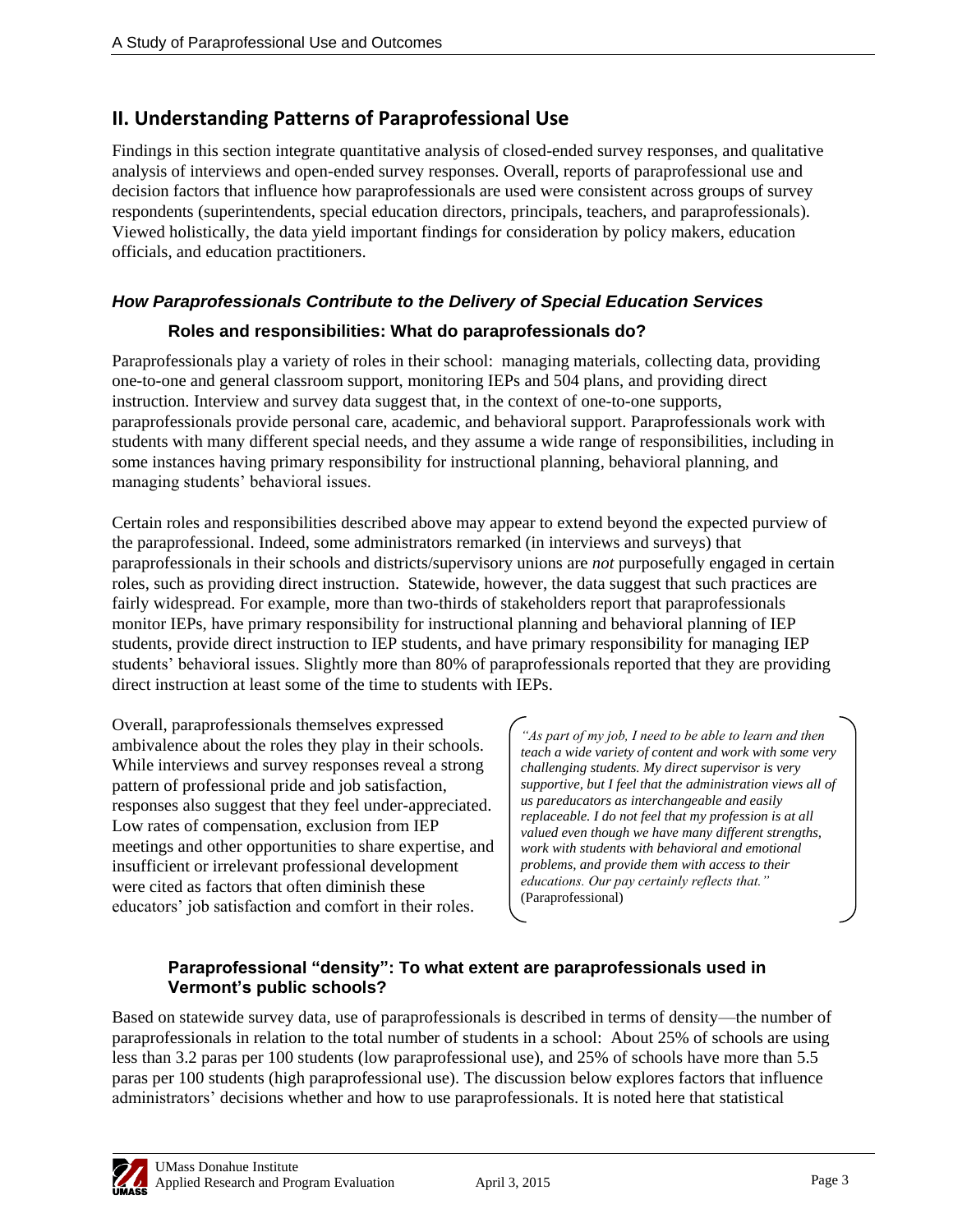## II. Understanding Patterns of Paraprofessional Use

Findings in this section integrate quantitative analysis of closed-ended survey responses, and qualitative analysis of interviews and open-ended survey responses. Overall, reports of paraprofessional use and decision factors that influence how paraprofessionals are used were consistent across groups of survey respondents (superintendents, special education directors, principals, teachers, and paraprofessionals). Viewed holistically, the data yield important findings for consideration by policy makers, education officials, and education practitioners.

### *How Paraprofessionals Contribute to the Delivery of Special Education Services*

#### Roles and responsibilities: What do paraprofessionals do?

Paraprofessionals play a variety of roles in their school: managing materials, collecting data, providing one-to-one and general classroom support, monitoring IEPs and 504 plans, and providing direct instruction. Interview and survey data suggest that, in the context of one-to-one supports, paraprofessionals provide personal care, academic, and behavioral support. Paraprofessionals work with students with many different special needs, and they assume a wide range of responsibilities, including in some instances having primary responsibility for instructional planning, behavioral planning, and managing students' behavioral issues.

Certain roles and responsibilities described above may appear to extend beyond the expected purview of the paraprofessional. Indeed, some administrators remarked (in interviews and surveys) that paraprofessionals in their schools and districts/supervisory unions are *not* purposefully engaged in certain roles, such as providing direct instruction. Statewide, however, the data suggest that such practices are fairly widespread. For example, more than two-thirds of stakeholders report that paraprofessionals monitor IEPs, have primary responsibility for instructional planning and behavioral planning of IEP students, provide direct instruction to IEP students, and have primary responsibility for managing IEP students' behavioral issues. Slightly more than 80% of paraprofessionals reported that they are providing direct instruction at least some of the time to students with IEPs.

Overall, paraprofessionals themselves expressed ambivalence about the roles they play in their schools. While interviews and survey responses reveal a strong pattern of professional pride and job satisfaction, responses also suggest that they feel under-appreciated. Low rates of compensation, exclusion from IEP meetings and other opportunities to share expertise, and insufficient or irrelevant professional development were cited as factors that often diminish these educators' job satisfaction and comfort in their roles.

> *"As part of my job, I need to be able to learn and then teach a wide variety of content and work with some very challenging students. My direct supervisor is very supportive, but I feel that the administration views all of us pareducators as interchangeable and easily replaceable. I do not feel that my profession is at all valued even though we have many different strengths, work with students with behavioral and emotional problems, and provide them with access to their educations. Our pay certainly reflects that."* (Paraprofessional)

#### Paraprofessional "density": To what extent are paraprofessionals used in Vermont's public schools?

Based on statewide survey data, use of paraprofessionals is described in terms of density—the number of paraprofessionals in relation to the total number of students in a school: About 25% of schools are using less than 3.2 paras per 100 students (low paraprofessional use), and 25% of schools have more than 5.5 paras per 100 students (high paraprofessional use). The discussion below explores factors that influence administrators' decisions whether and how to use paraprofessionals. It is noted here that statistical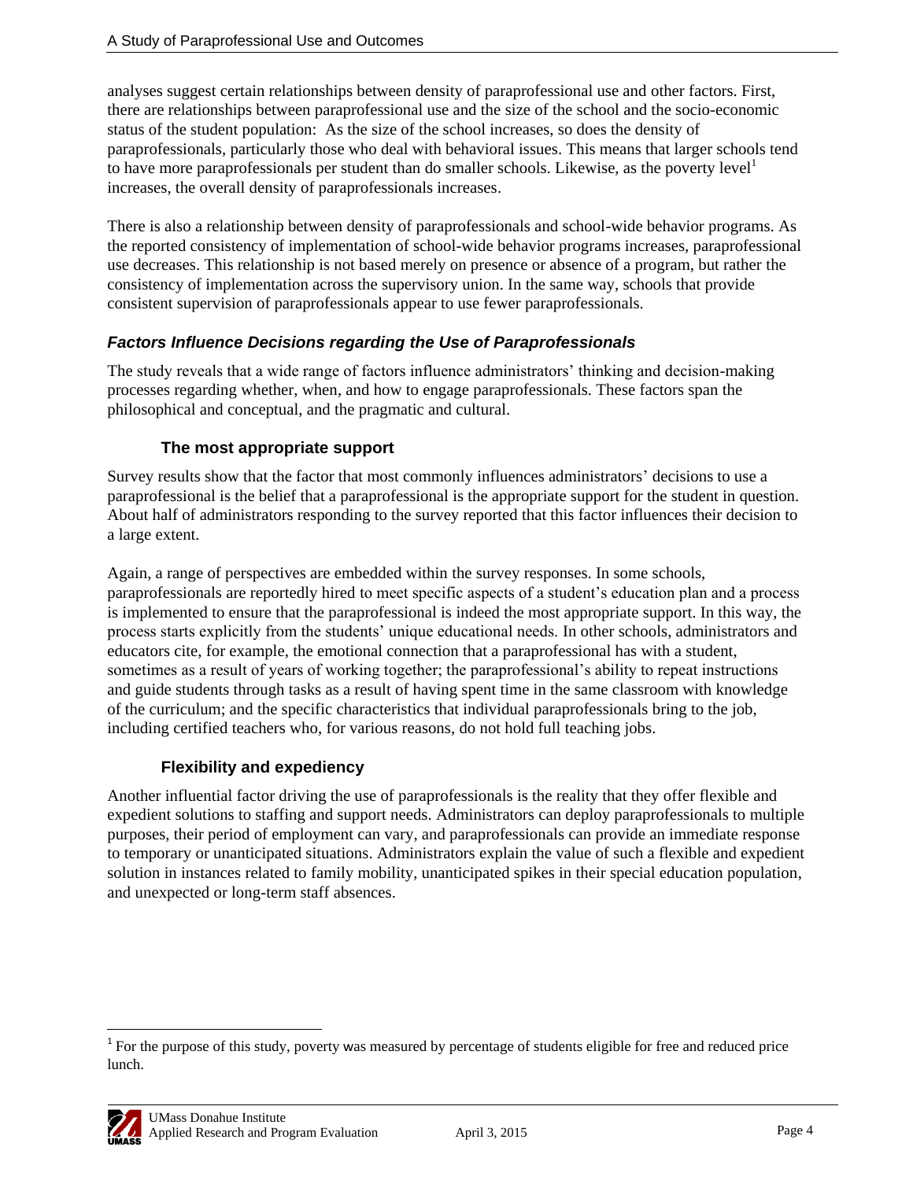analyses suggest certain relationships between density of paraprofessional use and other factors. First, there are relationships between paraprofessional use and the size of the school and the socio-economic status of the student population: As the size of the school increases, so does the density of paraprofessionals, particularly those who deal with behavioral issues. This means that larger schools tend to have more paraprofessionals per student than do smaller schools. Likewise, as the poverty level[1] increases, the overall density of paraprofessionals increases.

There is also a relationship between density of paraprofessionals and school-wide behavior programs. As the reported consistency of implementation of school-wide behavior programs increases, paraprofessional use decreases. This relationship is not based merely on presence or absence of a program, but rather the consistency of implementation across the supervisory union. In the same way, schools that provide consistent supervision of paraprofessionals appear to use fewer paraprofessionals.

### *Factors Influence Decisions regarding the Use of Paraprofessionals*

The study reveals that a wide range of factors influence administrators' thinking and decision-making processes regarding whether, when, and how to engage paraprofessionals. These factors span the philosophical and conceptual, and the pragmatic and cultural.

#### The most appropriate support

Survey results show that the factor that most commonly influences administrators' decisions to use a paraprofessional is the belief that a paraprofessional is the appropriate support for the student in question. About half of administrators responding to the survey reported that this factor influences their decision to a large extent.

Again, a range of perspectives are embedded within the survey responses. In some schools, paraprofessionals are reportedly hired to meet specific aspects of a student's education plan and a process is implemented to ensure that the paraprofessional is indeed the most appropriate support. In this way, the process starts explicitly from the students' unique educational needs. In other schools, administrators and educators cite, for example, the emotional connection that a paraprofessional has with a student, sometimes as a result of years of working together; the paraprofessional's ability to repeat instructions and guide students through tasks as a result of having spent time in the same classroom with knowledge of the curriculum; and the specific characteristics that individual paraprofessionals bring to the job, including certified teachers who, for various reasons, do not hold full teaching jobs.

#### Flexibility and expediency

Another influential factor driving the use of paraprofessionals is the reality that they offer flexible and expedient solutions to staffing and support needs. Administrators can deploy paraprofessionals to multiple purposes, their period of employment can vary, and paraprofessionals can provide an immediate response to temporary or unanticipated situations. Administrators explain the value of such a flexible and expedient solution in instances related to family mobility, unanticipated spikes in their special education population, and unexpected or long-term staff absences.

[1] For the purpose of this study, poverty was measured by percentage of students eligible for free and reduced price lunch.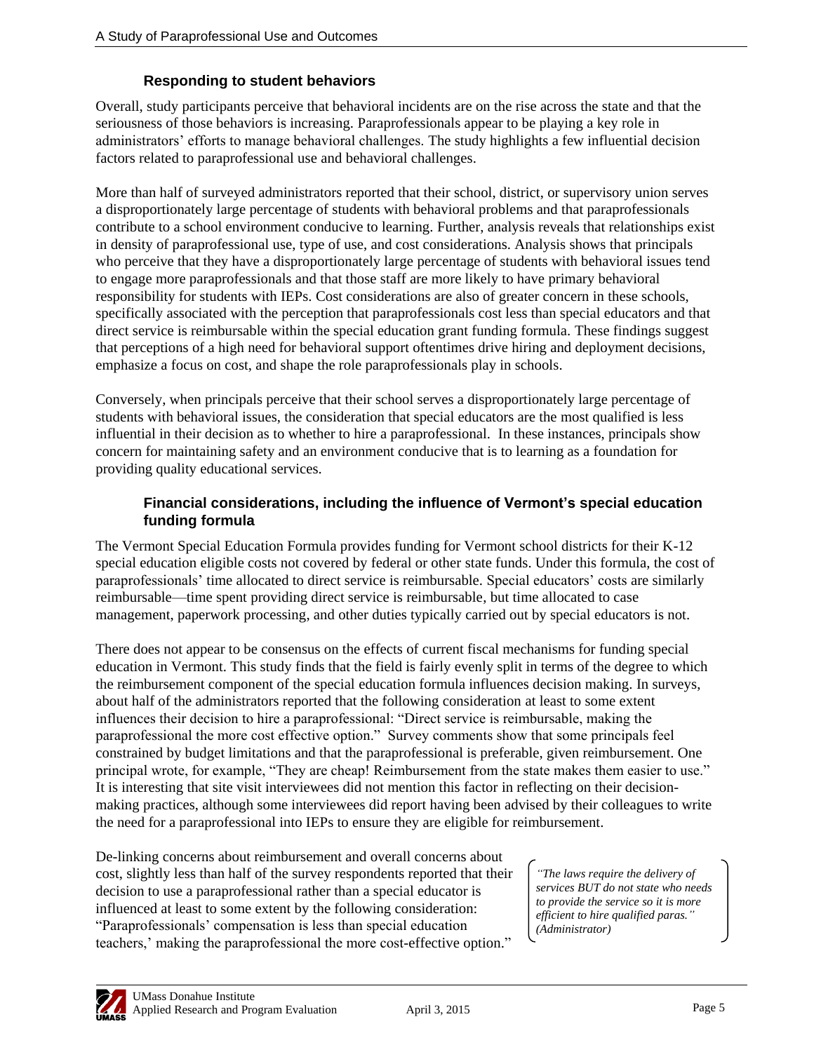### Responding to student behaviors

Overall, study participants perceive that behavioral incidents are on the rise across the state and that the seriousness of those behaviors is increasing. Paraprofessionals appear to be playing a key role in administrators' efforts to manage behavioral challenges. The study highlights a few influential decision factors related to paraprofessional use and behavioral challenges.

More than half of surveyed administrators reported that their school, district, or supervisory union serves a disproportionately large percentage of students with behavioral problems and that paraprofessionals contribute to a school environment conducive to learning. Further, analysis reveals that relationships exist in density of paraprofessional use, type of use, and cost considerations. Analysis shows that principals who perceive that they have a disproportionately large percentage of students with behavioral issues tend to engage more paraprofessionals and that those staff are more likely to have primary behavioral responsibility for students with IEPs. Cost considerations are also of greater concern in these schools, specifically associated with the perception that paraprofessionals cost less than special educators and that direct service is reimbursable within the special education grant funding formula. These findings suggest that perceptions of a high need for behavioral support oftentimes drive hiring and deployment decisions, emphasize a focus on cost, and shape the role paraprofessionals play in schools.

Conversely, when principals perceive that their school serves a disproportionately large percentage of students with behavioral issues, the consideration that special educators are the most qualified is less influential in their decision as to whether to hire a paraprofessional. In these instances, principals show concern for maintaining safety and an environment conducive that is to learning as a foundation for providing quality educational services.

### Financial considerations, including the influence of Vermont's special education funding formula

The Vermont Special Education Formula provides funding for Vermont school districts for their K-12 special education eligible costs not covered by federal or other state funds. Under this formula, the cost of paraprofessionals' time allocated to direct service is reimbursable. Special educators' costs are similarly reimbursable—time spent providing direct service is reimbursable, but time allocated to case management, paperwork processing, and other duties typically carried out by special educators is not.

There does not appear to be consensus on the effects of current fiscal mechanisms for funding special education in Vermont. This study finds that the field is fairly evenly split in terms of the degree to which the reimbursement component of the special education formula influences decision making. In surveys, about half of the administrators reported that the following consideration at least to some extent influences their decision to hire a paraprofessional: "Direct service is reimbursable, making the paraprofessional the more cost effective option." Survey comments show that some principals feel constrained by budget limitations and that the paraprofessional is preferable, given reimbursement. One principal wrote, for example, "They are cheap! Reimbursement from the state makes them easier to use." It is interesting that site visit interviewees did not mention this factor in reflecting on their decision-making practices, although some interviewees did report having been advised by their colleagues to write the need for a paraprofessional into IEPs to ensure they are eligible for reimbursement.

De-linking concerns about reimbursement and overall concerns about cost, slightly less than half of the survey respondents reported that their decision to use a paraprofessional rather than a special educator is influenced at least to some extent by the following consideration: "Paraprofessionals' compensation is less than special education teachers,' making the paraprofessional the more cost-effective option."

> *"The laws require the delivery of services BUT do not state who needs to provide the service so it is more efficient to hire qualified paras." (Administrator)*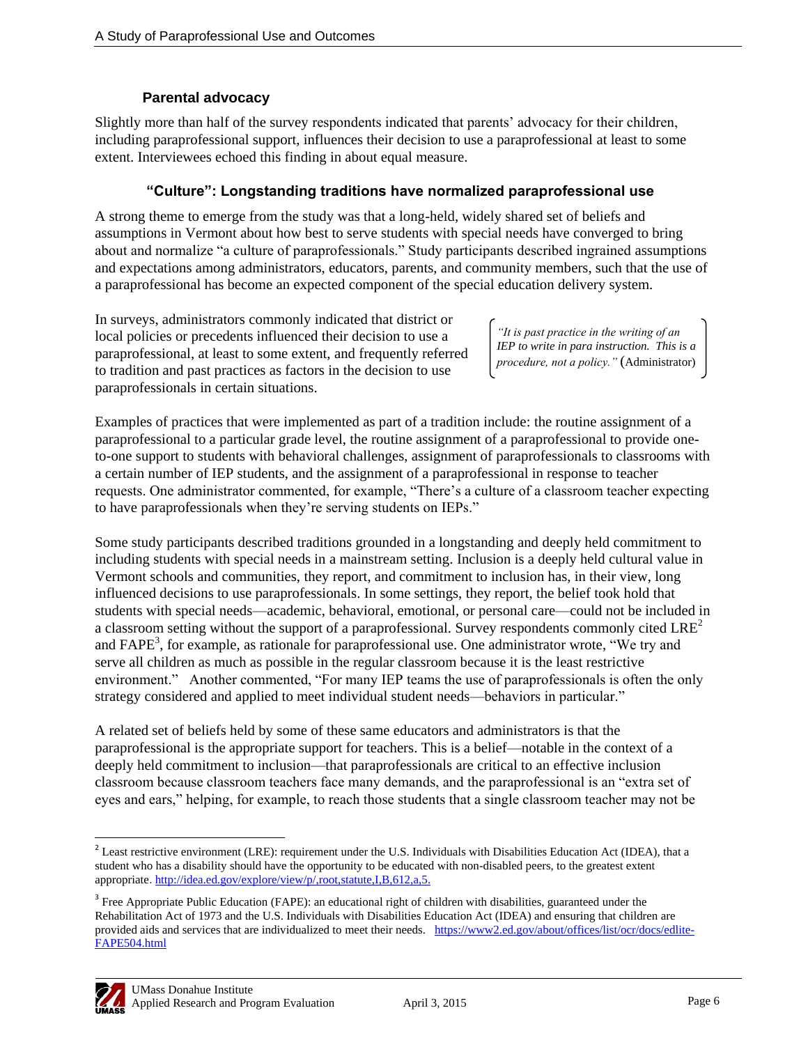### Parental advocacy

Slightly more than half of the survey respondents indicated that parents' advocacy for their children, including paraprofessional support, influences their decision to use a paraprofessional at least to some extent. Interviewees echoed this finding in about equal measure.

### "Culture": Longstanding traditions have normalized paraprofessional use

A strong theme to emerge from the study was that a long-held, widely shared set of beliefs and assumptions in Vermont about how best to serve students with special needs have converged to bring about and normalize "a culture of paraprofessionals." Study participants described ingrained assumptions and expectations among administrators, educators, parents, and community members, such that the use of a paraprofessional has become an expected component of the special education delivery system.

In surveys, administrators commonly indicated that district or local policies or precedents influenced their decision to use a paraprofessional, at least to some extent, and frequently referred to tradition and past practices as factors in the decision to use paraprofessionals in certain situations.

> *"It is past practice in the writing of an IEP to write in para instruction. This is a procedure, not a policy."* (Administrator)

Examples of practices that were implemented as part of a tradition include: the routine assignment of a paraprofessional to a particular grade level, the routine assignment of a paraprofessional to provide one-to-one support to students with behavioral challenges, assignment of paraprofessionals to classrooms with a certain number of IEP students, and the assignment of a paraprofessional in response to teacher requests. One administrator commented, for example, "There's a culture of a classroom teacher expecting to have paraprofessionals when they're serving students on IEPs."

Some study participants described traditions grounded in a longstanding and deeply held commitment to including students with special needs in a mainstream setting. Inclusion is a deeply held cultural value in Vermont schools and communities, they report, and commitment to inclusion has, in their view, long influenced decisions to use paraprofessionals. In some settings, they report, the belief took hold that students with special needs—academic, behavioral, emotional, or personal care—could not be included in a classroom setting without the support of a paraprofessional. Survey respondents commonly cited LRE[2] and FAPE[3], for example, as rationale for paraprofessional use. One administrator wrote, "We try and serve all children as much as possible in the regular classroom because it is the least restrictive environment." Another commented, "For many IEP teams the use of paraprofessionals is often the only strategy considered and applied to meet individual student needs—behaviors in particular."

A related set of beliefs held by some of these same educators and administrators is that the paraprofessional is the appropriate support for teachers. This is a belief—notable in the context of a deeply held commitment to inclusion—that paraprofessionals are critical to an effective inclusion classroom because classroom teachers face many demands, and the paraprofessional is an "extra set of eyes and ears," helping, for example, to reach those students that a single classroom teacher may not be

---

[2] Least restrictive environment (LRE): requirement under the U.S. Individuals with Disabilities Education Act (IDEA), that a student who has a disability should have the opportunity to be educated with non-disabled peers, to the greatest extent appropriate. http://idea.ed.gov/explore/view/p/,root,statute,I,B,612,a,5.

[3] Free Appropriate Public Education (FAPE): an educational right of children with disabilities, guaranteed under the Rehabilitation Act of 1973 and the U.S. Individuals with Disabilities Education Act (IDEA) and ensuring that children are provided aids and services that are individualized to meet their needs. https://www2.ed.gov/about/offices/list/ocr/docs/edlite-FAPE504.html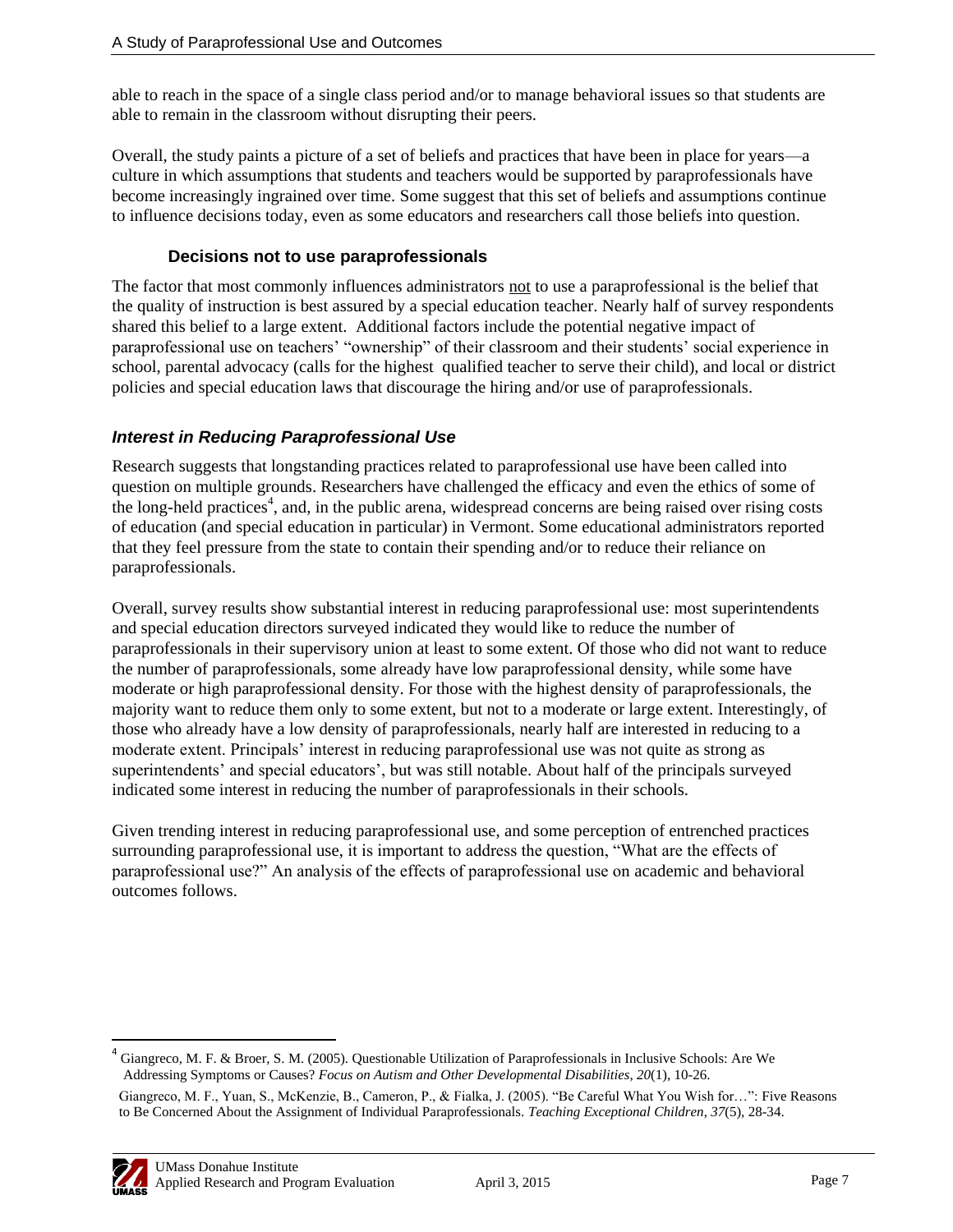able to reach in the space of a single class period and/or to manage behavioral issues so that students are able to remain in the classroom without disrupting their peers.

Overall, the study paints a picture of a set of beliefs and practices that have been in place for years—a culture in which assumptions that students and teachers would be supported by paraprofessionals have become increasingly ingrained over time. Some suggest that this set of beliefs and assumptions continue to influence decisions today, even as some educators and researchers call those beliefs into question.

### Decisions not to use paraprofessionals

The factor that most commonly influences administrators <u>not</u> to use a paraprofessional is the belief that the quality of instruction is best assured by a special education teacher. Nearly half of survey respondents shared this belief to a large extent. Additional factors include the potential negative impact of paraprofessional use on teachers' "ownership" of their classroom and their students' social experience in school, parental advocacy (calls for the highest qualified teacher to serve their child), and local or district policies and special education laws that discourage the hiring and/or use of paraprofessionals.

## *Interest in Reducing Paraprofessional Use*

Research suggests that longstanding practices related to paraprofessional use have been called into question on multiple grounds. Researchers have challenged the efficacy and even the ethics of some of the long-held practices[4], and, in the public arena, widespread concerns are being raised over rising costs of education (and special education in particular) in Vermont. Some educational administrators reported that they feel pressure from the state to contain their spending and/or to reduce their reliance on paraprofessionals.

Overall, survey results show substantial interest in reducing paraprofessional use: most superintendents and special education directors surveyed indicated they would like to reduce the number of paraprofessionals in their supervisory union at least to some extent. Of those who did not want to reduce the number of paraprofessionals, some already have low paraprofessional density, while some have moderate or high paraprofessional density. For those with the highest density of paraprofessionals, the majority want to reduce them only to some extent, but not to a moderate or large extent. Interestingly, of those who already have a low density of paraprofessionals, nearly half are interested in reducing to a moderate extent. Principals' interest in reducing paraprofessional use was not quite as strong as superintendents' and special educators', but was still notable. About half of the principals surveyed indicated some interest in reducing the number of paraprofessionals in their schools.

Given trending interest in reducing paraprofessional use, and some perception of entrenched practices surrounding paraprofessional use, it is important to address the question, "What are the effects of paraprofessional use?" An analysis of the effects of paraprofessional use on academic and behavioral outcomes follows.

---

[4] Giangreco, M. F. & Broer, S. M. (2005). Questionable Utilization of Paraprofessionals in Inclusive Schools: Are We Addressing Symptoms or Causes? *Focus on Autism and Other Developmental Disabilities*, *20*(1), 10-26.

Giangreco, M. F., Yuan, S., McKenzie, B., Cameron, P., & Fialka, J. (2005). "Be Careful What You Wish for…": Five Reasons to Be Concerned About the Assignment of Individual Paraprofessionals. *Teaching Exceptional Children*, *37*(5), 28-34.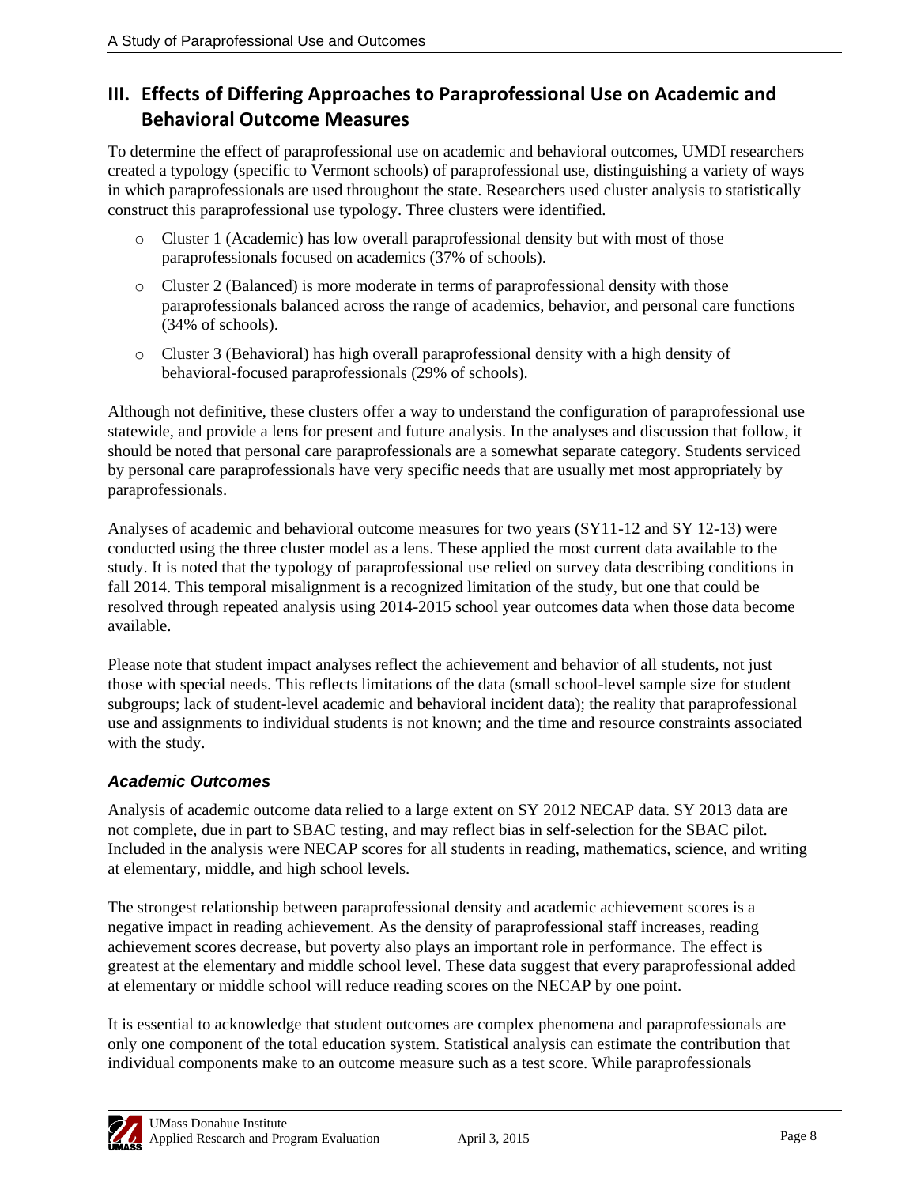## III. Effects of Differing Approaches to Paraprofessional Use on Academic and Behavioral Outcome Measures

To determine the effect of paraprofessional use on academic and behavioral outcomes, UMDI researchers created a typology (specific to Vermont schools) of paraprofessional use, distinguishing a variety of ways in which paraprofessionals are used throughout the state. Researchers used cluster analysis to statistically construct this paraprofessional use typology. Three clusters were identified.

- Cluster 1 (Academic) has low overall paraprofessional density but with most of those paraprofessionals focused on academics (37% of schools).
- Cluster 2 (Balanced) is more moderate in terms of paraprofessional density with those paraprofessionals balanced across the range of academics, behavior, and personal care functions (34% of schools).
- Cluster 3 (Behavioral) has high overall paraprofessional density with a high density of behavioral-focused paraprofessionals (29% of schools).

Although not definitive, these clusters offer a way to understand the configuration of paraprofessional use statewide, and provide a lens for present and future analysis. In the analyses and discussion that follow, it should be noted that personal care paraprofessionals are a somewhat separate category. Students serviced by personal care paraprofessionals have very specific needs that are usually met most appropriately by paraprofessionals.

Analyses of academic and behavioral outcome measures for two years (SY11-12 and SY 12-13) were conducted using the three cluster model as a lens. These applied the most current data available to the study. It is noted that the typology of paraprofessional use relied on survey data describing conditions in fall 2014. This temporal misalignment is a recognized limitation of the study, but one that could be resolved through repeated analysis using 2014-2015 school year outcomes data when those data become available.

Please note that student impact analyses reflect the achievement and behavior of all students, not just those with special needs. This reflects limitations of the data (small school-level sample size for student subgroups; lack of student-level academic and behavioral incident data); the reality that paraprofessional use and assignments to individual students is not known; and the time and resource constraints associated with the study.

### *Academic Outcomes*

Analysis of academic outcome data relied to a large extent on SY 2012 NECAP data. SY 2013 data are not complete, due in part to SBAC testing, and may reflect bias in self-selection for the SBAC pilot. Included in the analysis were NECAP scores for all students in reading, mathematics, science, and writing at elementary, middle, and high school levels.

The strongest relationship between paraprofessional density and academic achievement scores is a negative impact in reading achievement. As the density of paraprofessional staff increases, reading achievement scores decrease, but poverty also plays an important role in performance. The effect is greatest at the elementary and middle school level. These data suggest that every paraprofessional added at elementary or middle school will reduce reading scores on the NECAP by one point.

It is essential to acknowledge that student outcomes are complex phenomena and paraprofessionals are only one component of the total education system. Statistical analysis can estimate the contribution that individual components make to an outcome measure such as a test score. While paraprofessionals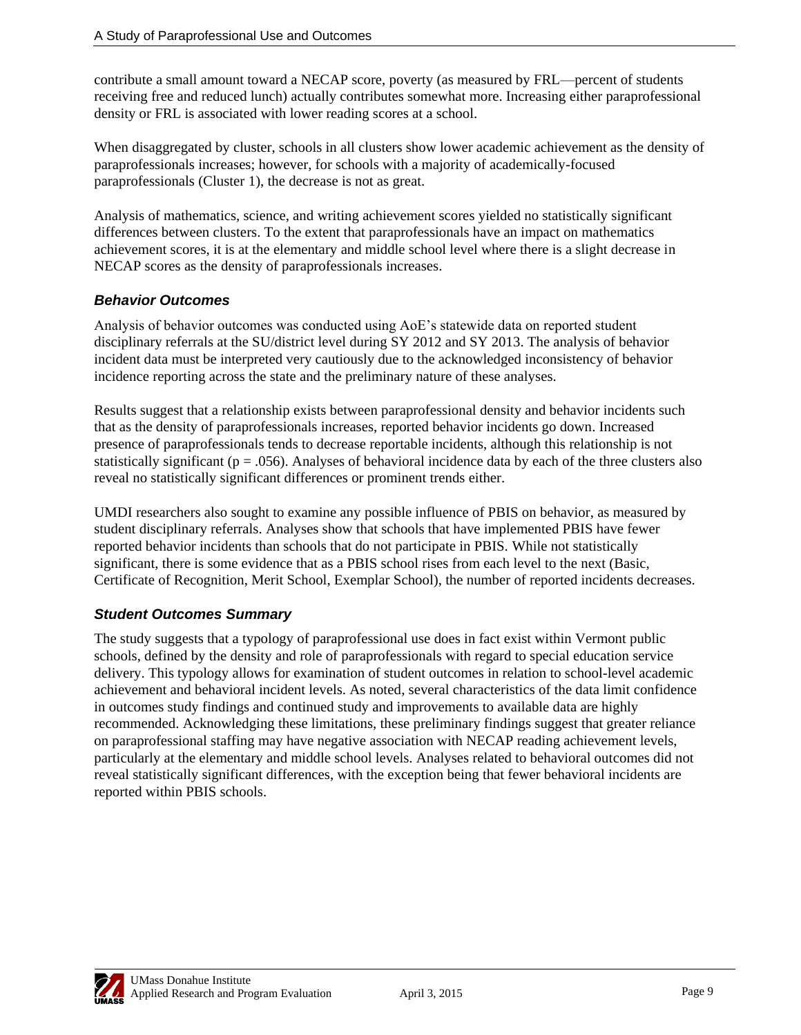contribute a small amount toward a NECAP score, poverty (as measured by FRL—percent of students receiving free and reduced lunch) actually contributes somewhat more. Increasing either paraprofessional density or FRL is associated with lower reading scores at a school.

When disaggregated by cluster, schools in all clusters show lower academic achievement as the density of paraprofessionals increases; however, for schools with a majority of academically-focused paraprofessionals (Cluster 1), the decrease is not as great.

Analysis of mathematics, science, and writing achievement scores yielded no statistically significant differences between clusters. To the extent that paraprofessionals have an impact on mathematics achievement scores, it is at the elementary and middle school level where there is a slight decrease in NECAP scores as the density of paraprofessionals increases.

### *Behavior Outcomes*

Analysis of behavior outcomes was conducted using AoE's statewide data on reported student disciplinary referrals at the SU/district level during SY 2012 and SY 2013. The analysis of behavior incident data must be interpreted very cautiously due to the acknowledged inconsistency of behavior incidence reporting across the state and the preliminary nature of these analyses.

Results suggest that a relationship exists between paraprofessional density and behavior incidents such that as the density of paraprofessionals increases, reported behavior incidents go down. Increased presence of paraprofessionals tends to decrease reportable incidents, although this relationship is not statistically significant ($p = .056$). Analyses of behavioral incidence data by each of the three clusters also reveal no statistically significant differences or prominent trends either.

UMDI researchers also sought to examine any possible influence of PBIS on behavior, as measured by student disciplinary referrals. Analyses show that schools that have implemented PBIS have fewer reported behavior incidents than schools that do not participate in PBIS. While not statistically significant, there is some evidence that as a PBIS school rises from each level to the next (Basic, Certificate of Recognition, Merit School, Exemplar School), the number of reported incidents decreases.

### *Student Outcomes Summary*

The study suggests that a typology of paraprofessional use does in fact exist within Vermont public schools, defined by the density and role of paraprofessionals with regard to special education service delivery. This typology allows for examination of student outcomes in relation to school-level academic achievement and behavioral incident levels. As noted, several characteristics of the data limit confidence in outcomes study findings and continued study and improvements to available data are highly recommended. Acknowledging these limitations, these preliminary findings suggest that greater reliance on paraprofessional staffing may have negative association with NECAP reading achievement levels, particularly at the elementary and middle school levels. Analyses related to behavioral outcomes did not reveal statistically significant differences, with the exception being that fewer behavioral incidents are reported within PBIS schools.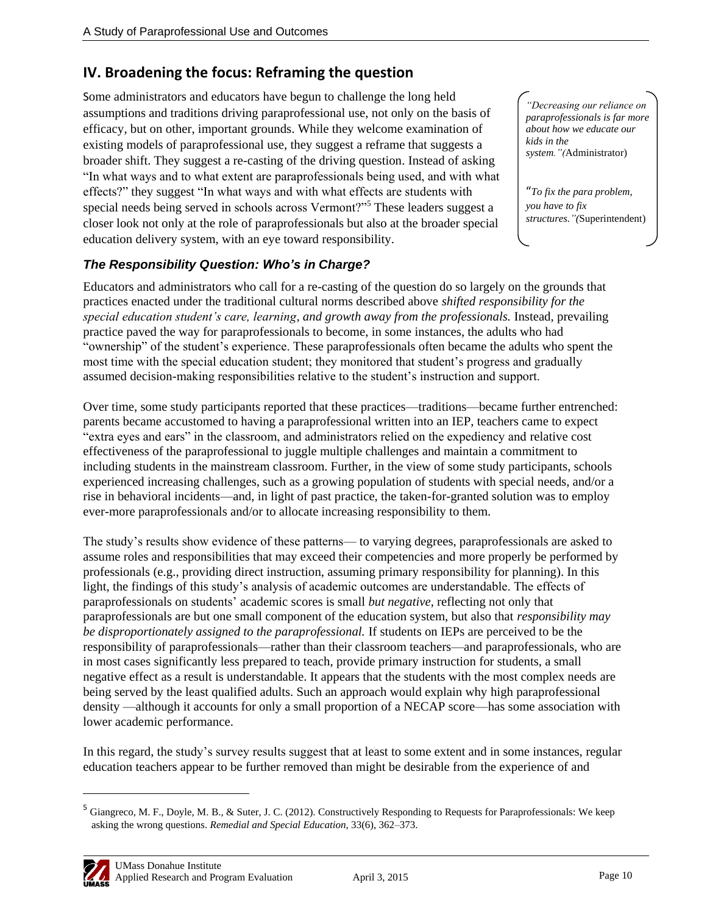## IV. Broadening the focus: Reframing the question

Some administrators and educators have begun to challenge the long held assumptions and traditions driving paraprofessional use, not only on the basis of efficacy, but on other, important grounds. While they welcome examination of existing models of paraprofessional use, they suggest a reframe that suggests a broader shift. They suggest a re-casting of the driving question. Instead of asking "In what ways and to what extent are paraprofessionals being used, and with what effects?" they suggest "In what ways and with what effects are students with special needs being served in schools across Vermont?"[5] These leaders suggest a closer look not only at the role of paraprofessionals but also at the broader special education delivery system, with an eye toward responsibility.

> *"Decreasing our reliance on paraprofessionals is far more about how we educate our kids in the system."* (Administrator)
>
> *"To fix the para problem, you have to fix structures."* (Superintendent)

### *The Responsibility Question: Who's in Charge?*

Educators and administrators who call for a re-casting of the question do so largely on the grounds that practices enacted under the traditional cultural norms described above *shifted responsibility for the special education student's care, learning, and growth away from the professionals.* Instead, prevailing practice paved the way for paraprofessionals to become, in some instances, the adults who had "ownership" of the student's experience. These paraprofessionals often became the adults who spent the most time with the special education student; they monitored that student's progress and gradually assumed decision-making responsibilities relative to the student's instruction and support.

Over time, some study participants reported that these practices—traditions—became further entrenched: parents became accustomed to having a paraprofessional written into an IEP, teachers came to expect "extra eyes and ears" in the classroom, and administrators relied on the expediency and relative cost effectiveness of the paraprofessional to juggle multiple challenges and maintain a commitment to including students in the mainstream classroom. Further, in the view of some study participants, schools experienced increasing challenges, such as a growing population of students with special needs, and/or a rise in behavioral incidents—and, in light of past practice, the taken-for-granted solution was to employ ever-more paraprofessionals and/or to allocate increasing responsibility to them.

The study's results show evidence of these patterns— to varying degrees, paraprofessionals are asked to assume roles and responsibilities that may exceed their competencies and more properly be performed by professionals (e.g., providing direct instruction, assuming primary responsibility for planning). In this light, the findings of this study's analysis of academic outcomes are understandable. The effects of paraprofessionals on students' academic scores is small *but negative*, reflecting not only that paraprofessionals are but one small component of the education system, but also that *responsibility may be disproportionately assigned to the paraprofessional.* If students on IEPs are perceived to be the responsibility of paraprofessionals—rather than their classroom teachers—and paraprofessionals, who are in most cases significantly less prepared to teach, provide primary instruction for students, a small negative effect as a result is understandable. It appears that the students with the most complex needs are being served by the least qualified adults. Such an approach would explain why high paraprofessional density —although it accounts for only a small proportion of a NECAP score—has some association with lower academic performance.

In this regard, the study's survey results suggest that at least to some extent and in some instances, regular education teachers appear to be further removed than might be desirable from the experience of and

---

[5] Giangreco, M. F., Doyle, M. B., & Suter, J. C. (2012). Constructively Responding to Requests for Paraprofessionals: We keep asking the wrong questions. *Remedial and Special Education*, 33(6), 362–373.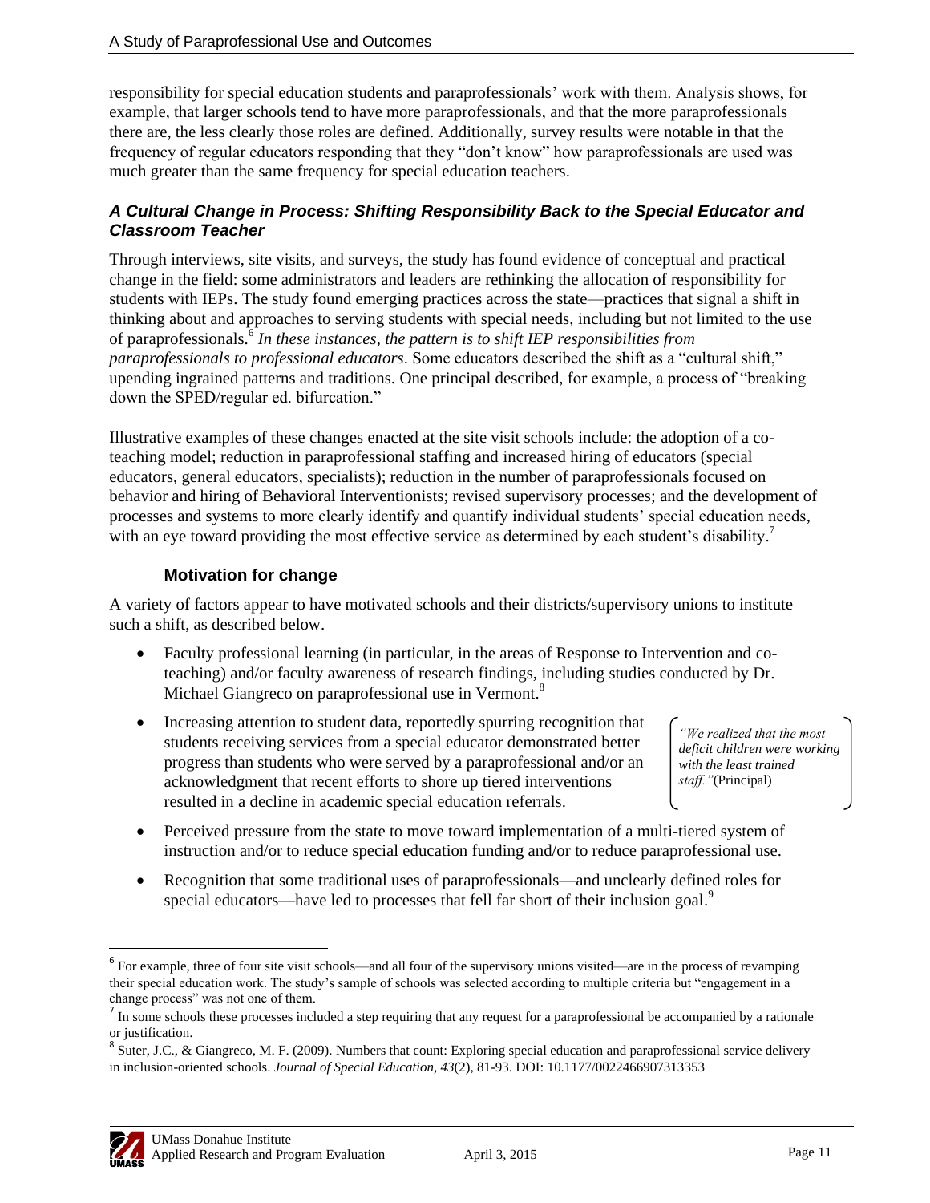responsibility for special education students and paraprofessionals' work with them. Analysis shows, for example, that larger schools tend to have more paraprofessionals, and that the more paraprofessionals there are, the less clearly those roles are defined. Additionally, survey results were notable in that the frequency of regular educators responding that they "don't know" how paraprofessionals are used was much greater than the same frequency for special education teachers.

### *A Cultural Change in Process: Shifting Responsibility Back to the Special Educator and Classroom Teacher*

Through interviews, site visits, and surveys, the study has found evidence of conceptual and practical change in the field: some administrators and leaders are rethinking the allocation of responsibility for students with IEPs. The study found emerging practices across the state—practices that signal a shift in thinking about and approaches to serving students with special needs, including but not limited to the use of paraprofessionals.[6] *In these instances, the pattern is to shift IEP responsibilities from paraprofessionals to professional educators*. Some educators described the shift as a "cultural shift," upending ingrained patterns and traditions. One principal described, for example, a process of "breaking down the SPED/regular ed. bifurcation."

Illustrative examples of these changes enacted at the site visit schools include: the adoption of a co-teaching model; reduction in paraprofessional staffing and increased hiring of educators (special educators, general educators, specialists); reduction in the number of paraprofessionals focused on behavior and hiring of Behavioral Interventionists; revised supervisory processes; and the development of processes and systems to more clearly identify and quantify individual students' special education needs, with an eye toward providing the most effective service as determined by each student's disability.[7]

#### Motivation for change

A variety of factors appear to have motivated schools and their districts/supervisory unions to institute such a shift, as described below.

- Faculty professional learning (in particular, in the areas of Response to Intervention and co-teaching) and/or faculty awareness of research findings, including studies conducted by Dr. Michael Giangreco on paraprofessional use in Vermont.[8]
- Increasing attention to student data, reportedly spurring recognition that students receiving services from a special educator demonstrated better progress than students who were served by a paraprofessional and/or an acknowledgment that recent efforts to shore up tiered interventions resulted in a decline in academic special education referrals.

> *"We realized that the most deficit children were working with the least trained staff."* (Principal)

- Perceived pressure from the state to move toward implementation of a multi-tiered system of instruction and/or to reduce special education funding and/or to reduce paraprofessional use.
- Recognition that some traditional uses of paraprofessionals—and unclearly defined roles for special educators—have led to processes that fell far short of their inclusion goal.[9]

---

[6] For example, three of four site visit schools—and all four of the supervisory unions visited—are in the process of revamping their special education work. The study's sample of schools was selected according to multiple criteria but "engagement in a change process" was not one of them.

[7] In some schools these processes included a step requiring that any request for a paraprofessional be accompanied by a rationale or justification.

[8] Suter, J.C., & Giangreco, M. F. (2009). Numbers that count: Exploring special education and paraprofessional service delivery in inclusion-oriented schools. *Journal of Special Education, 43*(2), 81-93. DOI: 10.1177/0022466907313353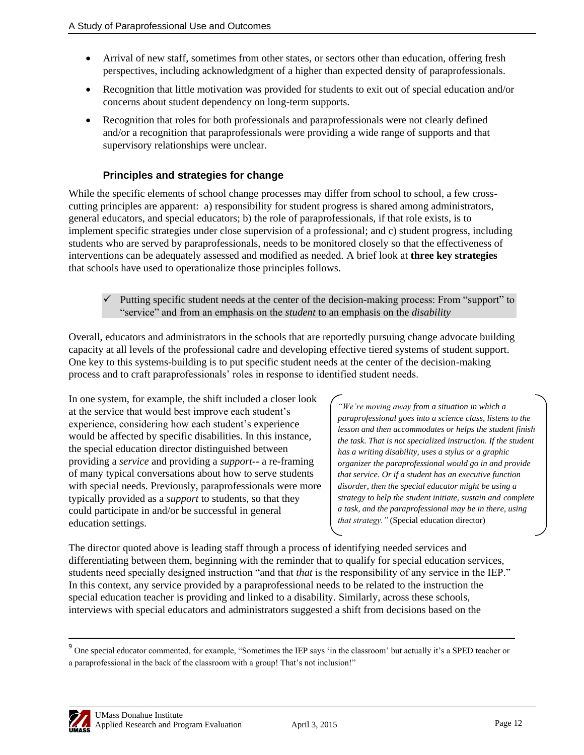- Arrival of new staff, sometimes from other states, or sectors other than education, offering fresh perspectives, including acknowledgment of a higher than expected density of paraprofessionals.
- Recognition that little motivation was provided for students to exit out of special education and/or concerns about student dependency on long-term supports.
- Recognition that roles for both professionals and paraprofessionals were not clearly defined and/or a recognition that paraprofessionals were providing a wide range of supports and that supervisory relationships were unclear.

### Principles and strategies for change

While the specific elements of school change processes may differ from school to school, a few cross-cutting principles are apparent: a) responsibility for student progress is shared among administrators, general educators, and special educators; b) the role of paraprofessionals, if that role exists, is to implement specific strategies under close supervision of a professional; and c) student progress, including students who are served by paraprofessionals, needs to be monitored closely so that the effectiveness of interventions can be adequately assessed and modified as needed. A brief look at **three key strategies** that schools have used to operationalize those principles follows.

> ✓ Putting specific student needs at the center of the decision-making process: From "support" to "service" and from an emphasis on the *student* to an emphasis on the *disability*

Overall, educators and administrators in the schools that are reportedly pursuing change advocate building capacity at all levels of the professional cadre and developing effective tiered systems of student support. One key to this systems-building is to put specific student needs at the center of the decision-making process and to craft paraprofessionals' roles in response to identified student needs.

In one system, for example, the shift included a closer look at the service that would best improve each student's experience, considering how each student's experience would be affected by specific disabilities. In this instance, the special education director distinguished between providing a *service* and providing a *support*-- a re-framing of many typical conversations about how to serve students with special needs. Previously, paraprofessionals were more typically provided as a *support* to students, so that they could participate in and/or be successful in general education settings.

> *"We're moving away from a situation in which a paraprofessional goes into a science class, listens to the lesson and then accommodates or helps the student finish the task. That is not specialized instruction. If the student has a writing disability, uses a stylus or a graphic organizer the paraprofessional would go in and provide that service. Or if a student has an executive function disorder, then the special educator might be using a strategy to help the student initiate, sustain and complete a task, and the paraprofessional may be in there, using that strategy."* (Special education director)

The director quoted above is leading staff through a process of identifying needed services and differentiating between them, beginning with the reminder that to qualify for special education services, students need specially designed instruction "and that *that* is the responsibility of any service in the IEP." In this context, any service provided by a paraprofessional needs to be related to the instruction the special education teacher is providing and linked to a disability. Similarly, across these schools, interviews with special educators and administrators suggested a shift from decisions based on the

---

[9] One special educator commented, for example, "Sometimes the IEP says 'in the classroom' but actually it's a SPED teacher or a paraprofessional in the back of the classroom with a group! That's not inclusion!"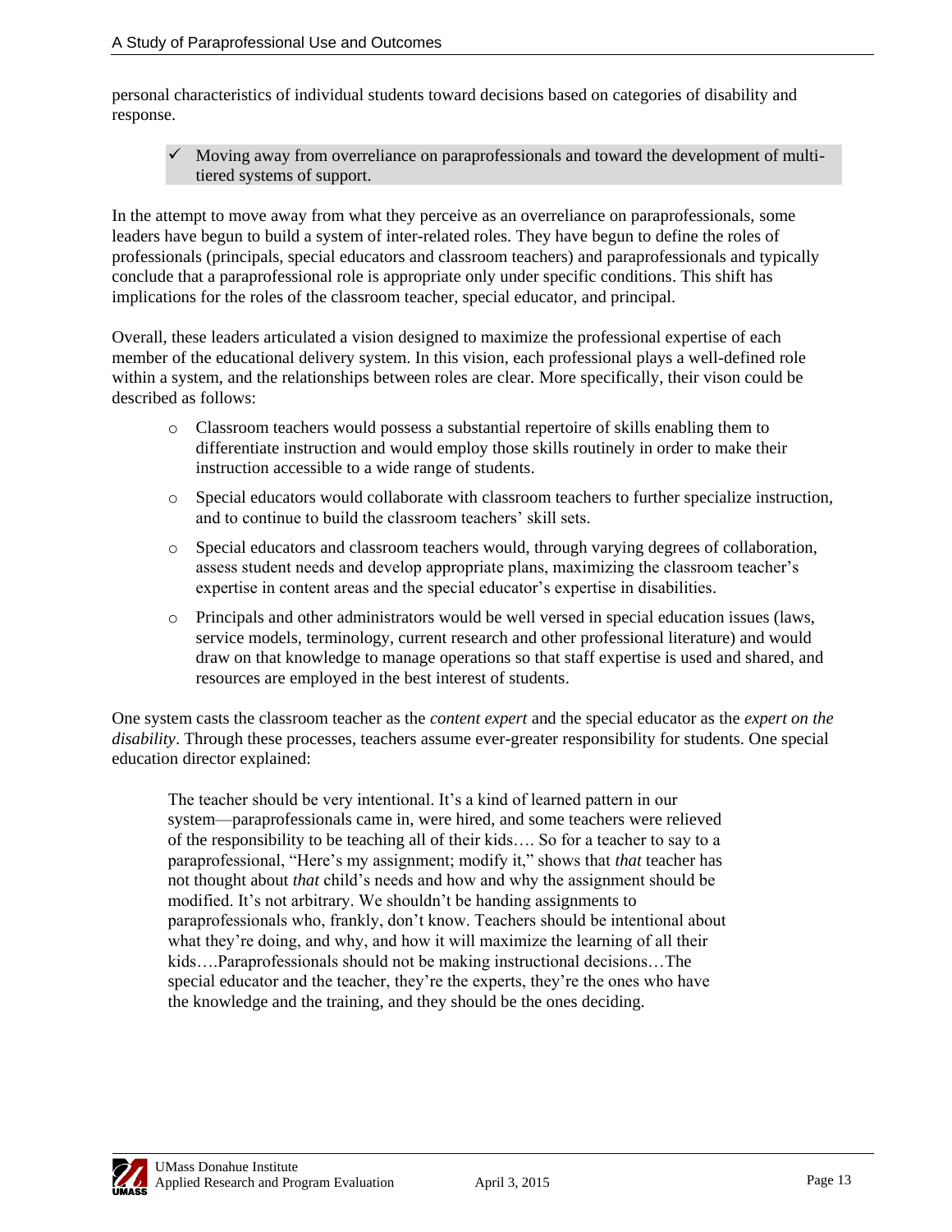personal characteristics of individual students toward decisions based on categories of disability and response.

- ✓ Moving away from overreliance on paraprofessionals and toward the development of multi-tiered systems of support.

In the attempt to move away from what they perceive as an overreliance on paraprofessionals, some leaders have begun to build a system of inter-related roles. They have begun to define the roles of professionals (principals, special educators and classroom teachers) and paraprofessionals and typically conclude that a paraprofessional role is appropriate only under specific conditions. This shift has implications for the roles of the classroom teacher, special educator, and principal.

Overall, these leaders articulated a vision designed to maximize the professional expertise of each member of the educational delivery system. In this vision, each professional plays a well-defined role within a system, and the relationships between roles are clear. More specifically, their vison could be described as follows:

- Classroom teachers would possess a substantial repertoire of skills enabling them to differentiate instruction and would employ those skills routinely in order to make their instruction accessible to a wide range of students.
- Special educators would collaborate with classroom teachers to further specialize instruction, and to continue to build the classroom teachers' skill sets.
- Special educators and classroom teachers would, through varying degrees of collaboration, assess student needs and develop appropriate plans, maximizing the classroom teacher's expertise in content areas and the special educator's expertise in disabilities.
- Principals and other administrators would be well versed in special education issues (laws, service models, terminology, current research and other professional literature) and would draw on that knowledge to manage operations so that staff expertise is used and shared, and resources are employed in the best interest of students.

One system casts the classroom teacher as the *content expert* and the special educator as the *expert on the disability*. Through these processes, teachers assume ever-greater responsibility for students. One special education director explained:

> The teacher should be very intentional. It's a kind of learned pattern in our system—paraprofessionals came in, were hired, and some teachers were relieved of the responsibility to be teaching all of their kids…. So for a teacher to say to a paraprofessional, "Here's my assignment; modify it," shows that *that* teacher has not thought about *that* child's needs and how and why the assignment should be modified. It's not arbitrary. We shouldn't be handing assignments to paraprofessionals who, frankly, don't know. Teachers should be intentional about what they're doing, and why, and how it will maximize the learning of all their kids….Paraprofessionals should not be making instructional decisions…The special educator and the teacher, they're the experts, they're the ones who have the knowledge and the training, and they should be the ones deciding.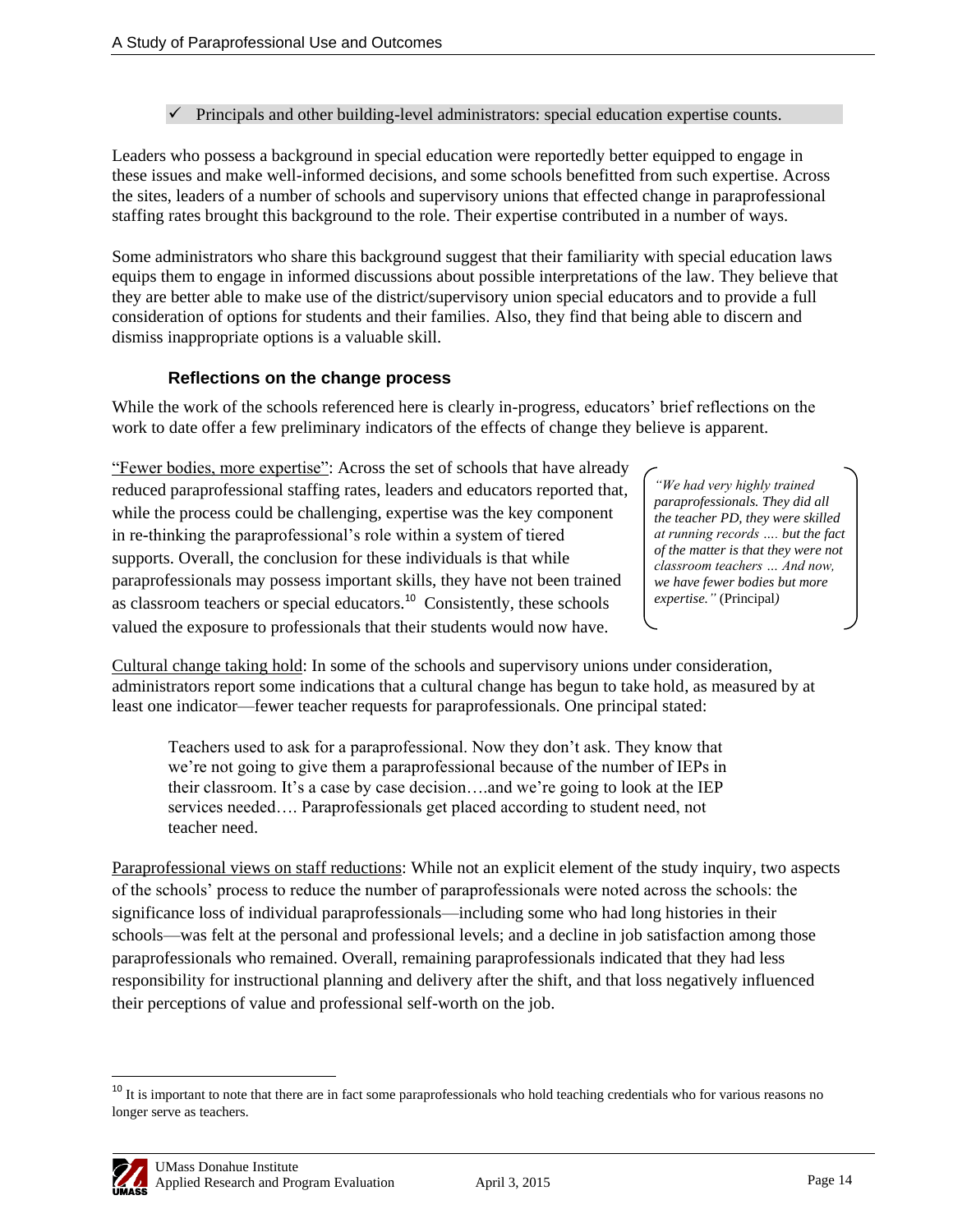✓ Principals and other building-level administrators: special education expertise counts.

Leaders who possess a background in special education were reportedly better equipped to engage in these issues and make well-informed decisions, and some schools benefitted from such expertise. Across the sites, leaders of a number of schools and supervisory unions that effected change in paraprofessional staffing rates brought this background to the role. Their expertise contributed in a number of ways.

Some administrators who share this background suggest that their familiarity with special education laws equips them to engage in informed discussions about possible interpretations of the law. They believe that they are better able to make use of the district/supervisory union special educators and to provide a full consideration of options for students and their families. Also, they find that being able to discern and dismiss inappropriate options is a valuable skill.

### Reflections on the change process

While the work of the schools referenced here is clearly in-progress, educators' brief reflections on the work to date offer a few preliminary indicators of the effects of change they believe is apparent.

"Fewer bodies, more expertise": Across the set of schools that have already reduced paraprofessional staffing rates, leaders and educators reported that, while the process could be challenging, expertise was the key component in re-thinking the paraprofessional's role within a system of tiered supports. Overall, the conclusion for these individuals is that while paraprofessionals may possess important skills, they have not been trained as classroom teachers or special educators.[10] Consistently, these schools valued the exposure to professionals that their students would now have.

> *"We had very highly trained paraprofessionals. They did all the teacher PD, they were skilled at running records …. but the fact of the matter is that they were not classroom teachers … And now, we have fewer bodies but more expertise."* (Principal)

Cultural change taking hold: In some of the schools and supervisory unions under consideration, administrators report some indications that a cultural change has begun to take hold, as measured by at least one indicator—fewer teacher requests for paraprofessionals. One principal stated:

> Teachers used to ask for a paraprofessional. Now they don't ask. They know that we're not going to give them a paraprofessional because of the number of IEPs in their classroom. It's a case by case decision….and we're going to look at the IEP services needed…. Paraprofessionals get placed according to student need, not teacher need.

Paraprofessional views on staff reductions: While not an explicit element of the study inquiry, two aspects of the schools' process to reduce the number of paraprofessionals were noted across the schools: the significance loss of individual paraprofessionals—including some who had long histories in their schools—was felt at the personal and professional levels; and a decline in job satisfaction among those paraprofessionals who remained. Overall, remaining paraprofessionals indicated that they had less responsibility for instructional planning and delivery after the shift, and that loss negatively influenced their perceptions of value and professional self-worth on the job.

[10] It is important to note that there are in fact some paraprofessionals who hold teaching credentials who for various reasons no longer serve as teachers.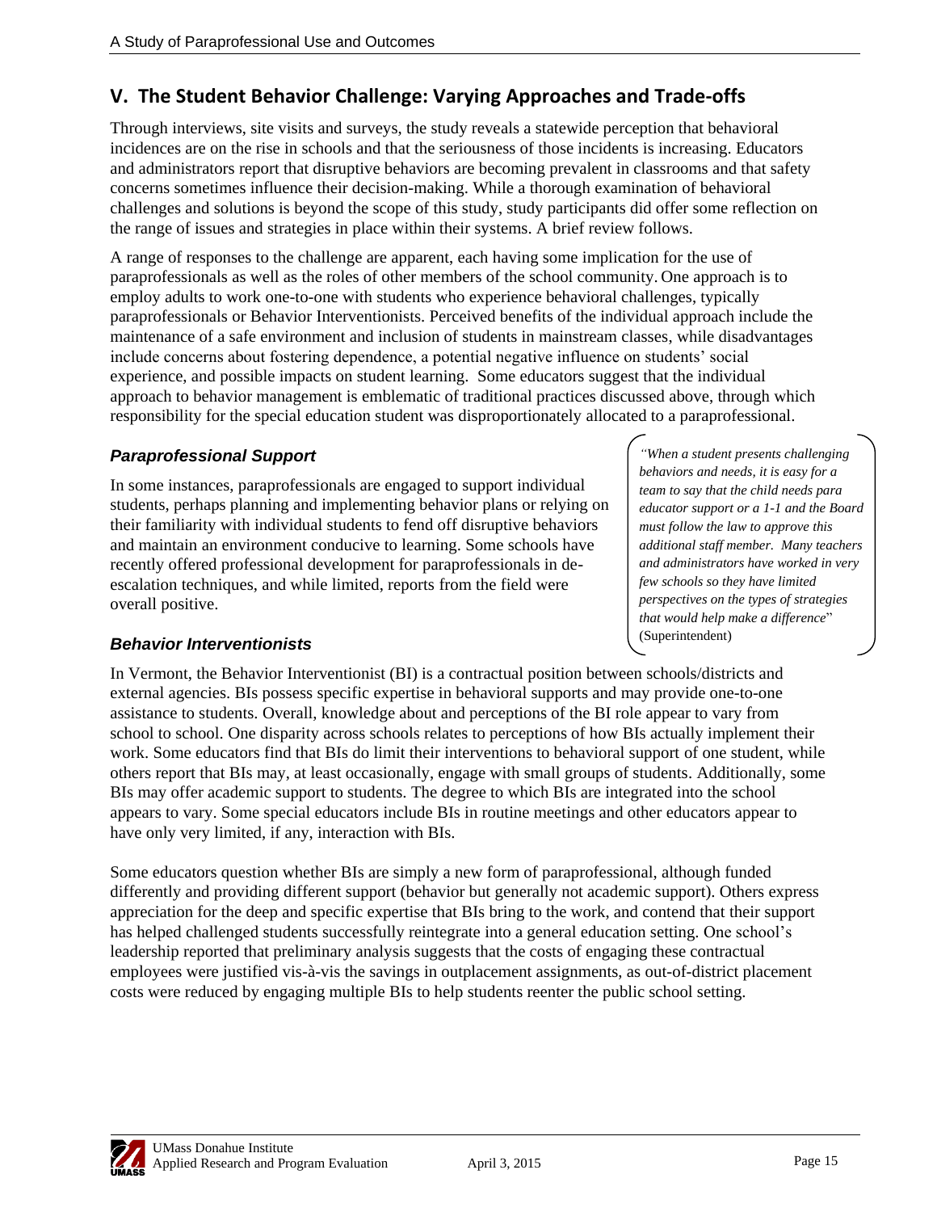## V. The Student Behavior Challenge: Varying Approaches and Trade-offs

Through interviews, site visits and surveys, the study reveals a statewide perception that behavioral incidences are on the rise in schools and that the seriousness of those incidents is increasing. Educators and administrators report that disruptive behaviors are becoming prevalent in classrooms and that safety concerns sometimes influence their decision-making. While a thorough examination of behavioral challenges and solutions is beyond the scope of this study, study participants did offer some reflection on the range of issues and strategies in place within their systems. A brief review follows.

A range of responses to the challenge are apparent, each having some implication for the use of paraprofessionals as well as the roles of other members of the school community. One approach is to employ adults to work one-to-one with students who experience behavioral challenges, typically paraprofessionals or Behavior Interventionists. Perceived benefits of the individual approach include the maintenance of a safe environment and inclusion of students in mainstream classes, while disadvantages include concerns about fostering dependence, a potential negative influence on students' social experience, and possible impacts on student learning. Some educators suggest that the individual approach to behavior management is emblematic of traditional practices discussed above, through which responsibility for the special education student was disproportionately allocated to a paraprofessional.

### *Paraprofessional Support*

In some instances, paraprofessionals are engaged to support individual students, perhaps planning and implementing behavior plans or relying on their familiarity with individual students to fend off disruptive behaviors and maintain an environment conducive to learning. Some schools have recently offered professional development for paraprofessionals in de-escalation techniques, and while limited, reports from the field were overall positive.

> *"When a student presents challenging behaviors and needs, it is easy for a team to say that the child needs para educator support or a 1-1 and the Board must follow the law to approve this additional staff member. Many teachers and administrators have worked in very few schools so they have limited perspectives on the types of strategies that would help make a difference"* (Superintendent)

### *Behavior Interventionists*

In Vermont, the Behavior Interventionist (BI) is a contractual position between schools/districts and external agencies. BIs possess specific expertise in behavioral supports and may provide one-to-one assistance to students. Overall, knowledge about and perceptions of the BI role appear to vary from school to school. One disparity across schools relates to perceptions of how BIs actually implement their work. Some educators find that BIs do limit their interventions to behavioral support of one student, while others report that BIs may, at least occasionally, engage with small groups of students. Additionally, some BIs may offer academic support to students. The degree to which BIs are integrated into the school appears to vary. Some special educators include BIs in routine meetings and other educators appear to have only very limited, if any, interaction with BIs.

Some educators question whether BIs are simply a new form of paraprofessional, although funded differently and providing different support (behavior but generally not academic support). Others express appreciation for the deep and specific expertise that BIs bring to the work, and contend that their support has helped challenged students successfully reintegrate into a general education setting. One school's leadership reported that preliminary analysis suggests that the costs of engaging these contractual employees were justified vis-à-vis the savings in outplacement assignments, as out-of-district placement costs were reduced by engaging multiple BIs to help students reenter the public school setting.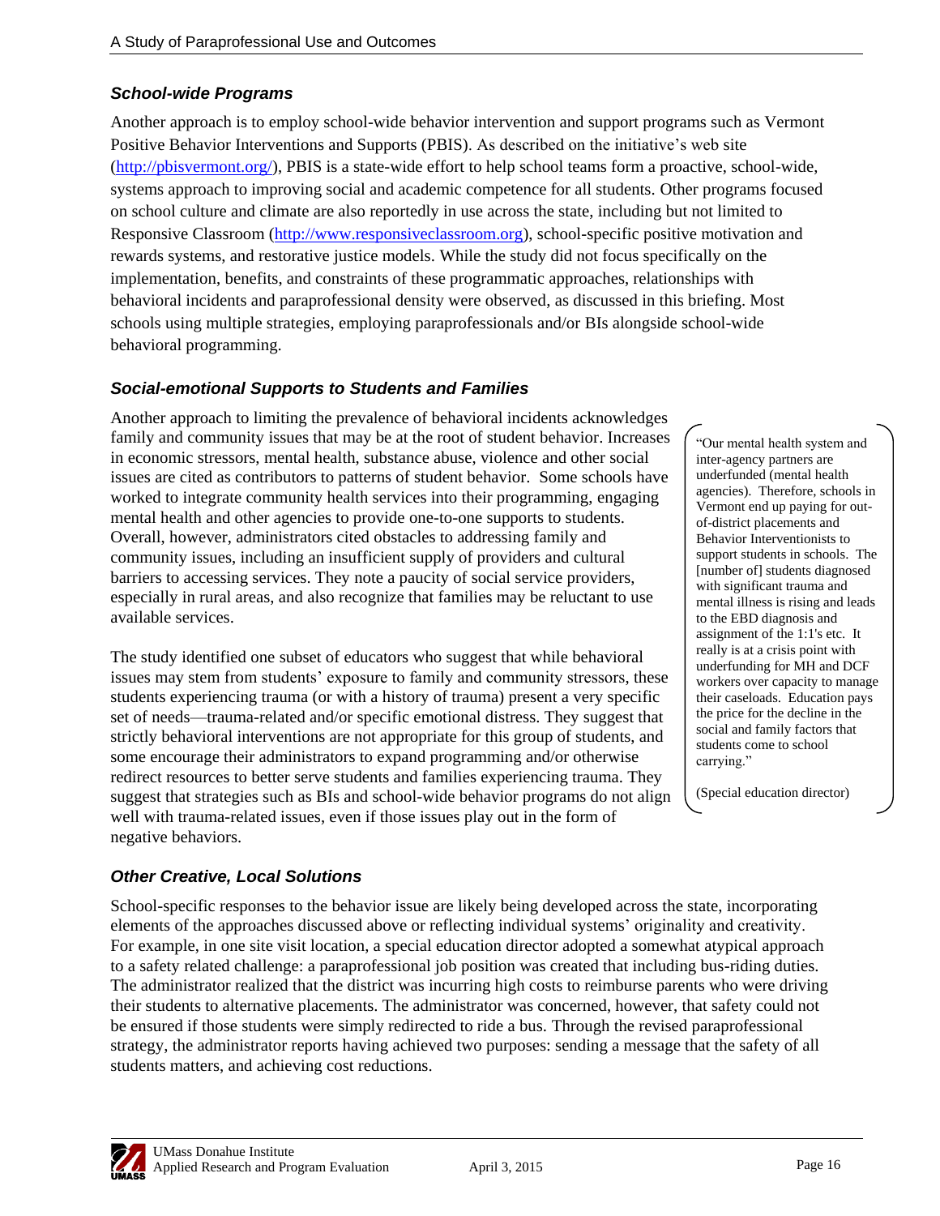### School-wide Programs

Another approach is to employ school-wide behavior intervention and support programs such as Vermont Positive Behavior Interventions and Supports (PBIS). As described on the initiative's web site (http://pbisvermont.org/), PBIS is a state-wide effort to help school teams form a proactive, school-wide, systems approach to improving social and academic competence for all students. Other programs focused on school culture and climate are also reportedly in use across the state, including but not limited to Responsive Classroom (http://www.responsiveclassroom.org), school-specific positive motivation and rewards systems, and restorative justice models. While the study did not focus specifically on the implementation, benefits, and constraints of these programmatic approaches, relationships with behavioral incidents and paraprofessional density were observed, as discussed in this briefing. Most schools using multiple strategies, employing paraprofessionals and/or BIs alongside school-wide behavioral programming.

### Social-emotional Supports to Students and Families

Another approach to limiting the prevalence of behavioral incidents acknowledges family and community issues that may be at the root of student behavior. Increases in economic stressors, mental health, substance abuse, violence and other social issues are cited as contributors to patterns of student behavior. Some schools have worked to integrate community health services into their programming, engaging mental health and other agencies to provide one-to-one supports to students. Overall, however, administrators cited obstacles to addressing family and community issues, including an insufficient supply of providers and cultural barriers to accessing services. They note a paucity of social service providers, especially in rural areas, and also recognize that families may be reluctant to use available services.

The study identified one subset of educators who suggest that while behavioral issues may stem from students' exposure to family and community stressors, these students experiencing trauma (or with a history of trauma) present a very specific set of needs—trauma-related and/or specific emotional distress. They suggest that strictly behavioral interventions are not appropriate for this group of students, and some encourage their administrators to expand programming and/or otherwise redirect resources to better serve students and families experiencing trauma. They suggest that strategies such as BIs and school-wide behavior programs do not align well with trauma-related issues, even if those issues play out in the form of negative behaviors.

> "Our mental health system and inter-agency partners are underfunded (mental health agencies). Therefore, schools in Vermont end up paying for out-of-district placements and Behavior Interventionists to support students in schools. The [number of] students diagnosed with significant trauma and mental illness is rising and leads to the EBD diagnosis and assignment of the 1:1's etc. It really is at a crisis point with underfunding for MH and DCF workers over capacity to manage their caseloads. Education pays the price for the decline in the social and family factors that students come to school carrying."
>
> (Special education director)

### Other Creative, Local Solutions

School-specific responses to the behavior issue are likely being developed across the state, incorporating elements of the approaches discussed above or reflecting individual systems' originality and creativity. For example, in one site visit location, a special education director adopted a somewhat atypical approach to a safety related challenge: a paraprofessional job position was created that including bus-riding duties. The administrator realized that the district was incurring high costs to reimburse parents who were driving their students to alternative placements. The administrator was concerned, however, that safety could not be ensured if those students were simply redirected to ride a bus. Through the revised paraprofessional strategy, the administrator reports having achieved two purposes: sending a message that the safety of all students matters, and achieving cost reductions.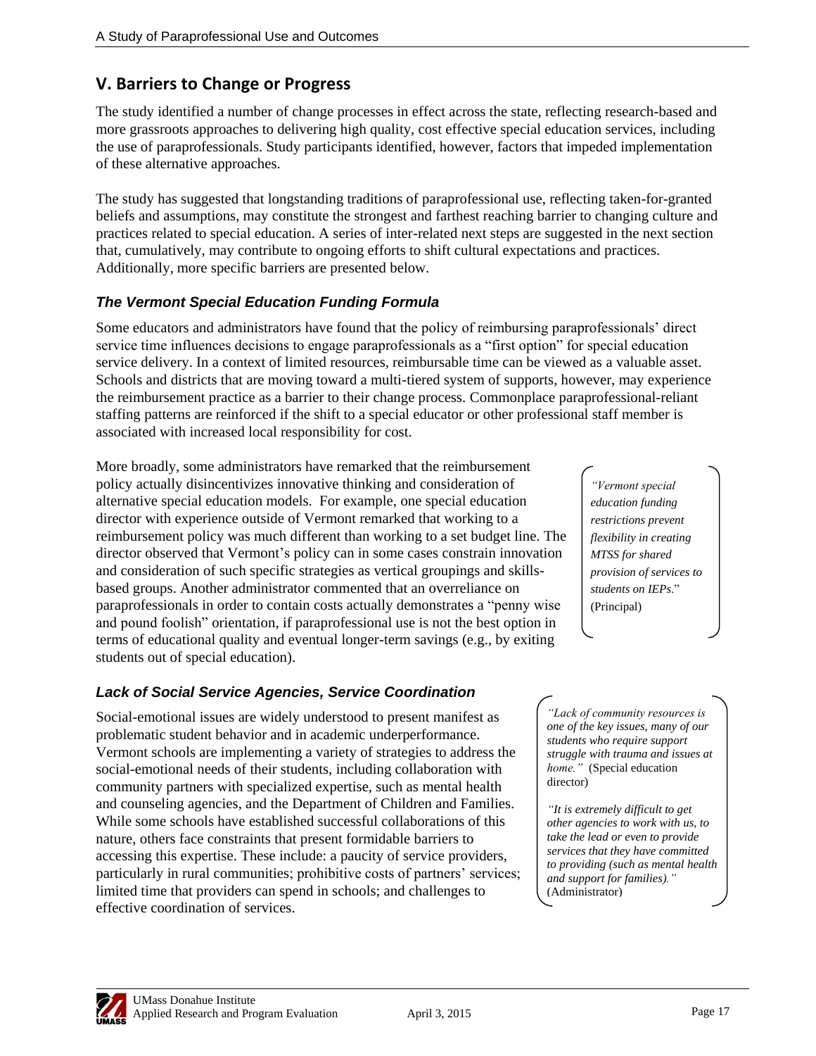## V. Barriers to Change or Progress

The study identified a number of change processes in effect across the state, reflecting research-based and more grassroots approaches to delivering high quality, cost effective special education services, including the use of paraprofessionals. Study participants identified, however, factors that impeded implementation of these alternative approaches.

The study has suggested that longstanding traditions of paraprofessional use, reflecting taken-for-granted beliefs and assumptions, may constitute the strongest and farthest reaching barrier to changing culture and practices related to special education. A series of inter-related next steps are suggested in the next section that, cumulatively, may contribute to ongoing efforts to shift cultural expectations and practices. Additionally, more specific barriers are presented below.

### *The Vermont Special Education Funding Formula*

Some educators and administrators have found that the policy of reimbursing paraprofessionals' direct service time influences decisions to engage paraprofessionals as a "first option" for special education service delivery. In a context of limited resources, reimbursable time can be viewed as a valuable asset. Schools and districts that are moving toward a multi-tiered system of supports, however, may experience the reimbursement practice as a barrier to their change process. Commonplace paraprofessional-reliant staffing patterns are reinforced if the shift to a special educator or other professional staff member is associated with increased local responsibility for cost.

More broadly, some administrators have remarked that the reimbursement policy actually disincentivizes innovative thinking and consideration of alternative special education models. For example, one special education director with experience outside of Vermont remarked that working to a reimbursement policy was much different than working to a set budget line. The director observed that Vermont's policy can in some cases constrain innovation and consideration of such specific strategies as vertical groupings and skills-based groups. Another administrator commented that an overreliance on paraprofessionals in order to contain costs actually demonstrates a "penny wise and pound foolish" orientation, if paraprofessional use is not the best option in terms of educational quality and eventual longer-term savings (e.g., by exiting students out of special education).

> *"Vermont special education funding restrictions prevent flexibility in creating MTSS for shared provision of services to students on IEPs*." (Principal)

### *Lack of Social Service Agencies, Service Coordination*

Social-emotional issues are widely understood to present manifest as problematic student behavior and in academic underperformance. Vermont schools are implementing a variety of strategies to address the social-emotional needs of their students, including collaboration with community partners with specialized expertise, such as mental health and counseling agencies, and the Department of Children and Families. While some schools have established successful collaborations of this nature, others face constraints that present formidable barriers to accessing this expertise. These include: a paucity of service providers, particularly in rural communities; prohibitive costs of partners' services; limited time that providers can spend in schools; and challenges to effective coordination of services.

> *"Lack of community resources is one of the key issues, many of our students who require support struggle with trauma and issues at home."* (Special education director)
>
> *"It is extremely difficult to get other agencies to work with us, to take the lead or even to provide services that they have committed to providing (such as mental health and support for families)."* (Administrator)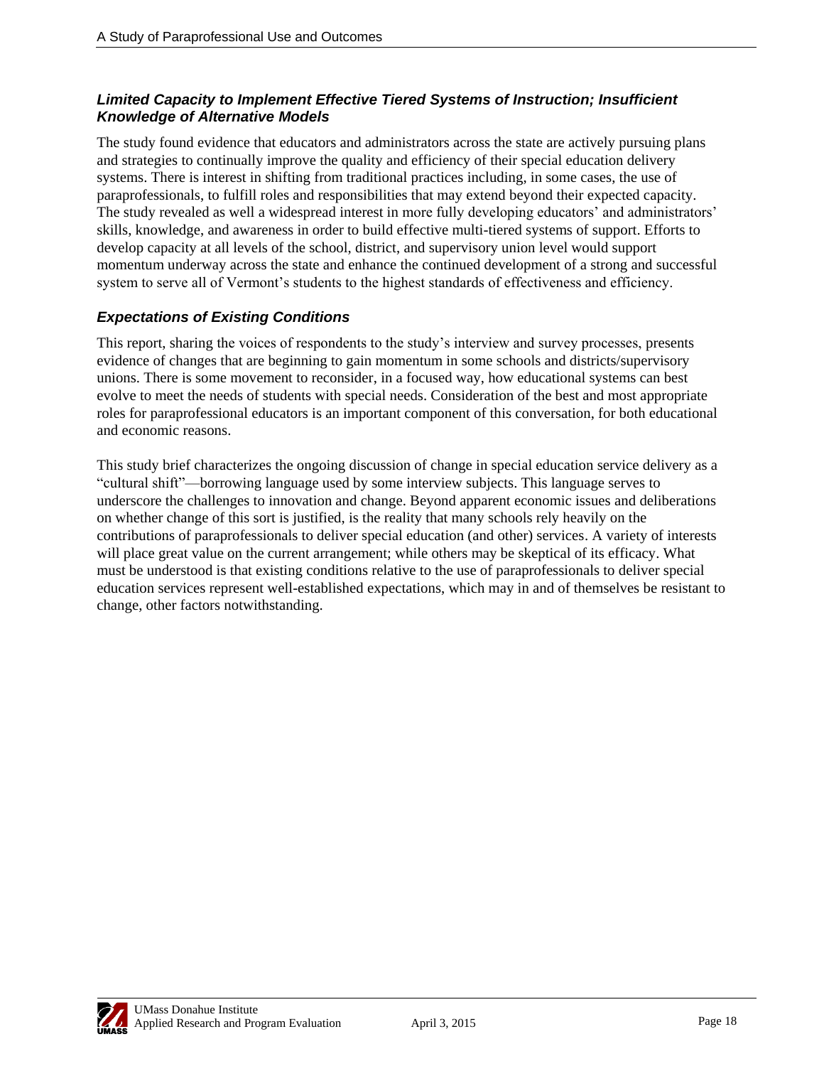### *Limited Capacity to Implement Effective Tiered Systems of Instruction; Insufficient Knowledge of Alternative Models*

The study found evidence that educators and administrators across the state are actively pursuing plans and strategies to continually improve the quality and efficiency of their special education delivery systems. There is interest in shifting from traditional practices including, in some cases, the use of paraprofessionals, to fulfill roles and responsibilities that may extend beyond their expected capacity. The study revealed as well a widespread interest in more fully developing educators' and administrators' skills, knowledge, and awareness in order to build effective multi-tiered systems of support. Efforts to develop capacity at all levels of the school, district, and supervisory union level would support momentum underway across the state and enhance the continued development of a strong and successful system to serve all of Vermont's students to the highest standards of effectiveness and efficiency.

### *Expectations of Existing Conditions*

This report, sharing the voices of respondents to the study's interview and survey processes, presents evidence of changes that are beginning to gain momentum in some schools and districts/supervisory unions. There is some movement to reconsider, in a focused way, how educational systems can best evolve to meet the needs of students with special needs. Consideration of the best and most appropriate roles for paraprofessional educators is an important component of this conversation, for both educational and economic reasons.

This study brief characterizes the ongoing discussion of change in special education service delivery as a "cultural shift"—borrowing language used by some interview subjects. This language serves to underscore the challenges to innovation and change. Beyond apparent economic issues and deliberations on whether change of this sort is justified, is the reality that many schools rely heavily on the contributions of paraprofessionals to deliver special education (and other) services. A variety of interests will place great value on the current arrangement; while others may be skeptical of its efficacy. What must be understood is that existing conditions relative to the use of paraprofessionals to deliver special education services represent well-established expectations, which may in and of themselves be resistant to change, other factors notwithstanding.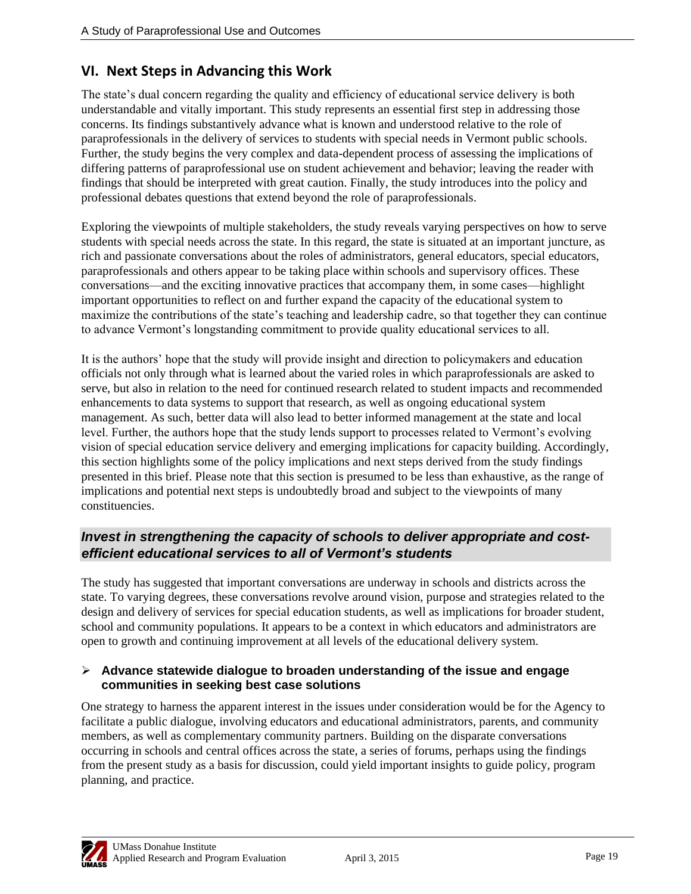## VI. Next Steps in Advancing this Work

The state's dual concern regarding the quality and efficiency of educational service delivery is both understandable and vitally important. This study represents an essential first step in addressing those concerns. Its findings substantively advance what is known and understood relative to the role of paraprofessionals in the delivery of services to students with special needs in Vermont public schools. Further, the study begins the very complex and data-dependent process of assessing the implications of differing patterns of paraprofessional use on student achievement and behavior; leaving the reader with findings that should be interpreted with great caution. Finally, the study introduces into the policy and professional debates questions that extend beyond the role of paraprofessionals.

Exploring the viewpoints of multiple stakeholders, the study reveals varying perspectives on how to serve students with special needs across the state. In this regard, the state is situated at an important juncture, as rich and passionate conversations about the roles of administrators, general educators, special educators, paraprofessionals and others appear to be taking place within schools and supervisory offices. These conversations—and the exciting innovative practices that accompany them, in some cases—highlight important opportunities to reflect on and further expand the capacity of the educational system to maximize the contributions of the state's teaching and leadership cadre, so that together they can continue to advance Vermont's longstanding commitment to provide quality educational services to all.

It is the authors' hope that the study will provide insight and direction to policymakers and education officials not only through what is learned about the varied roles in which paraprofessionals are asked to serve, but also in relation to the need for continued research related to student impacts and recommended enhancements to data systems to support that research, as well as ongoing educational system management. As such, better data will also lead to better informed management at the state and local level. Further, the authors hope that the study lends support to processes related to Vermont's evolving vision of special education service delivery and emerging implications for capacity building. Accordingly, this section highlights some of the policy implications and next steps derived from the study findings presented in this brief. Please note that this section is presumed to be less than exhaustive, as the range of implications and potential next steps is undoubtedly broad and subject to the viewpoints of many constituencies.

### *Invest in strengthening the capacity of schools to deliver appropriate and cost-efficient educational services to all of Vermont's students*

The study has suggested that important conversations are underway in schools and districts across the state. To varying degrees, these conversations revolve around vision, purpose and strategies related to the design and delivery of services for special education students, as well as implications for broader student, school and community populations. It appears to be a context in which educators and administrators are open to growth and continuing improvement at all levels of the educational delivery system.

- **Advance statewide dialogue to broaden understanding of the issue and engage communities in seeking best case solutions**

One strategy to harness the apparent interest in the issues under consideration would be for the Agency to facilitate a public dialogue, involving educators and educational administrators, parents, and community members, as well as complementary community partners. Building on the disparate conversations occurring in schools and central offices across the state, a series of forums, perhaps using the findings from the present study as a basis for discussion, could yield important insights to guide policy, program planning, and practice.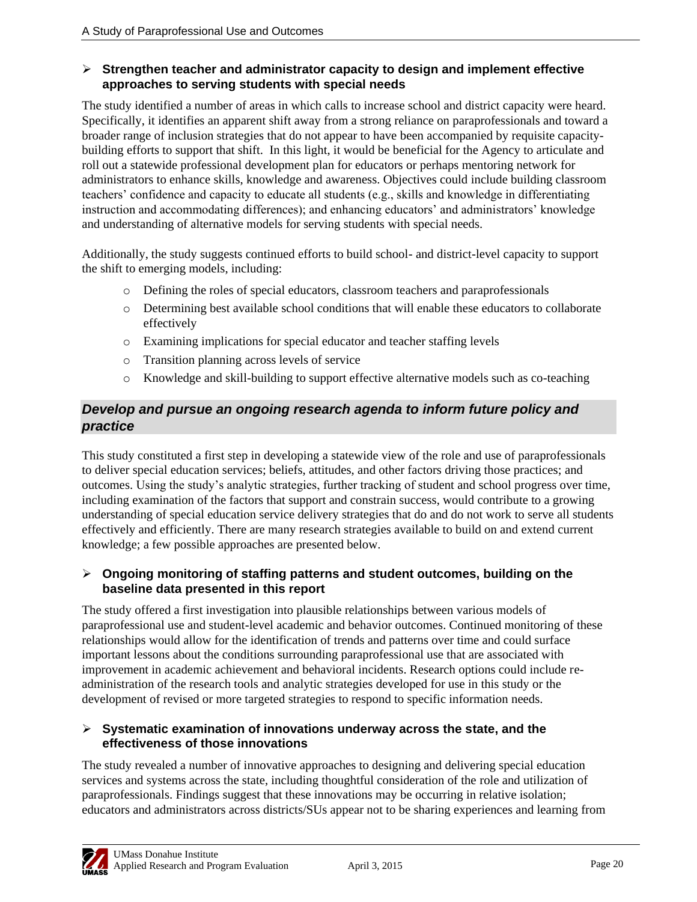- **Strengthen teacher and administrator capacity to design and implement effective approaches to serving students with special needs**

The study identified a number of areas in which calls to increase school and district capacity were heard. Specifically, it identifies an apparent shift away from a strong reliance on paraprofessionals and toward a broader range of inclusion strategies that do not appear to have been accompanied by requisite capacity-building efforts to support that shift. In this light, it would be beneficial for the Agency to articulate and roll out a statewide professional development plan for educators or perhaps mentoring network for administrators to enhance skills, knowledge and awareness. Objectives could include building classroom teachers' confidence and capacity to educate all students (e.g., skills and knowledge in differentiating instruction and accommodating differences); and enhancing educators' and administrators' knowledge and understanding of alternative models for serving students with special needs.

Additionally, the study suggests continued efforts to build school- and district-level capacity to support the shift to emerging models, including:

- Defining the roles of special educators, classroom teachers and paraprofessionals
- Determining best available school conditions that will enable these educators to collaborate effectively
- Examining implications for special educator and teacher staffing levels
- Transition planning across levels of service
- Knowledge and skill-building to support effective alternative models such as co-teaching

## *Develop and pursue an ongoing research agenda to inform future policy and practice*

This study constituted a first step in developing a statewide view of the role and use of paraprofessionals to deliver special education services; beliefs, attitudes, and other factors driving those practices; and outcomes. Using the study's analytic strategies, further tracking of student and school progress over time, including examination of the factors that support and constrain success, would contribute to a growing understanding of special education service delivery strategies that do and do not work to serve all students effectively and efficiently. There are many research strategies available to build on and extend current knowledge; a few possible approaches are presented below.

- **Ongoing monitoring of staffing patterns and student outcomes, building on the baseline data presented in this report**

The study offered a first investigation into plausible relationships between various models of paraprofessional use and student-level academic and behavior outcomes. Continued monitoring of these relationships would allow for the identification of trends and patterns over time and could surface important lessons about the conditions surrounding paraprofessional use that are associated with improvement in academic achievement and behavioral incidents. Research options could include re-administration of the research tools and analytic strategies developed for use in this study or the development of revised or more targeted strategies to respond to specific information needs.

- **Systematic examination of innovations underway across the state, and the effectiveness of those innovations**

The study revealed a number of innovative approaches to designing and delivering special education services and systems across the state, including thoughtful consideration of the role and utilization of paraprofessionals. Findings suggest that these innovations may be occurring in relative isolation; educators and administrators across districts/SUs appear not to be sharing experiences and learning from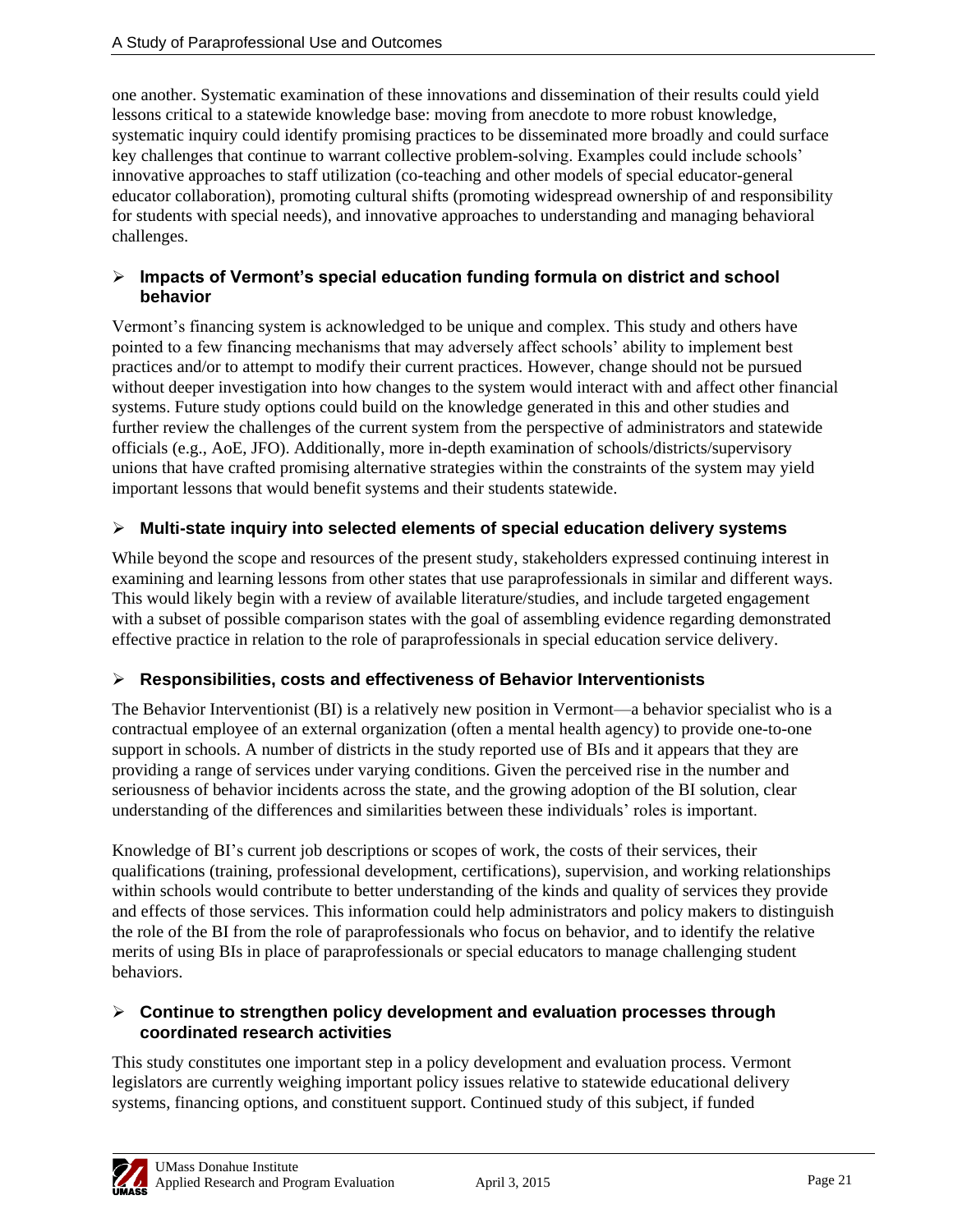one another. Systematic examination of these innovations and dissemination of their results could yield lessons critical to a statewide knowledge base: moving from anecdote to more robust knowledge, systematic inquiry could identify promising practices to be disseminated more broadly and could surface key challenges that continue to warrant collective problem-solving. Examples could include schools' innovative approaches to staff utilization (co-teaching and other models of special educator-general educator collaboration), promoting cultural shifts (promoting widespread ownership of and responsibility for students with special needs), and innovative approaches to understanding and managing behavioral challenges.

- **Impacts of Vermont's special education funding formula on district and school behavior**

Vermont's financing system is acknowledged to be unique and complex. This study and others have pointed to a few financing mechanisms that may adversely affect schools' ability to implement best practices and/or to attempt to modify their current practices. However, change should not be pursued without deeper investigation into how changes to the system would interact with and affect other financial systems. Future study options could build on the knowledge generated in this and other studies and further review the challenges of the current system from the perspective of administrators and statewide officials (e.g., AoE, JFO). Additionally, more in-depth examination of schools/districts/supervisory unions that have crafted promising alternative strategies within the constraints of the system may yield important lessons that would benefit systems and their students statewide.

- **Multi-state inquiry into selected elements of special education delivery systems**

While beyond the scope and resources of the present study, stakeholders expressed continuing interest in examining and learning lessons from other states that use paraprofessionals in similar and different ways. This would likely begin with a review of available literature/studies, and include targeted engagement with a subset of possible comparison states with the goal of assembling evidence regarding demonstrated effective practice in relation to the role of paraprofessionals in special education service delivery.

- **Responsibilities, costs and effectiveness of Behavior Interventionists**

The Behavior Interventionist (BI) is a relatively new position in Vermont—a behavior specialist who is a contractual employee of an external organization (often a mental health agency) to provide one-to-one support in schools. A number of districts in the study reported use of BIs and it appears that they are providing a range of services under varying conditions. Given the perceived rise in the number and seriousness of behavior incidents across the state, and the growing adoption of the BI solution, clear understanding of the differences and similarities between these individuals' roles is important.

Knowledge of BI's current job descriptions or scopes of work, the costs of their services, their qualifications (training, professional development, certifications), supervision, and working relationships within schools would contribute to better understanding of the kinds and quality of services they provide and effects of those services. This information could help administrators and policy makers to distinguish the role of the BI from the role of paraprofessionals who focus on behavior, and to identify the relative merits of using BIs in place of paraprofessionals or special educators to manage challenging student behaviors.

- **Continue to strengthen policy development and evaluation processes through coordinated research activities**

This study constitutes one important step in a policy development and evaluation process. Vermont legislators are currently weighing important policy issues relative to statewide educational delivery systems, financing options, and constituent support. Continued study of this subject, if funded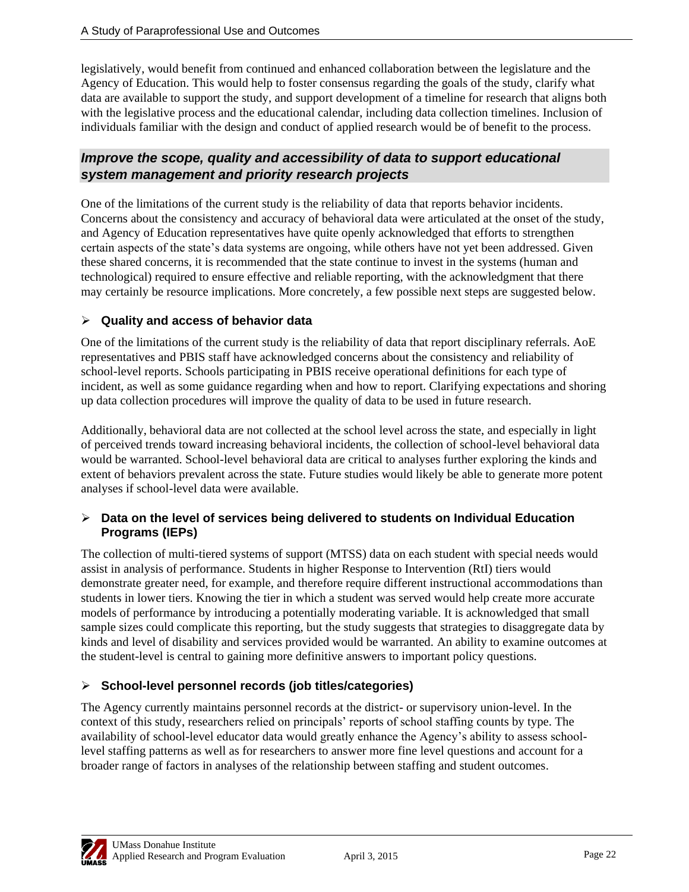legislatively, would benefit from continued and enhanced collaboration between the legislature and the Agency of Education. This would help to foster consensus regarding the goals of the study, clarify what data are available to support the study, and support development of a timeline for research that aligns both with the legislative process and the educational calendar, including data collection timelines. Inclusion of individuals familiar with the design and conduct of applied research would be of benefit to the process.

## *Improve the scope, quality and accessibility of data to support educational system management and priority research projects*

One of the limitations of the current study is the reliability of data that reports behavior incidents. Concerns about the consistency and accuracy of behavioral data were articulated at the onset of the study, and Agency of Education representatives have quite openly acknowledged that efforts to strengthen certain aspects of the state's data systems are ongoing, while others have not yet been addressed. Given these shared concerns, it is recommended that the state continue to invest in the systems (human and technological) required to ensure effective and reliable reporting, with the acknowledgment that there may certainly be resource implications. More concretely, a few possible next steps are suggested below.

### ➢ Quality and access of behavior data

One of the limitations of the current study is the reliability of data that report disciplinary referrals. AoE representatives and PBIS staff have acknowledged concerns about the consistency and reliability of school-level reports. Schools participating in PBIS receive operational definitions for each type of incident, as well as some guidance regarding when and how to report. Clarifying expectations and shoring up data collection procedures will improve the quality of data to be used in future research.

Additionally, behavioral data are not collected at the school level across the state, and especially in light of perceived trends toward increasing behavioral incidents, the collection of school-level behavioral data would be warranted. School-level behavioral data are critical to analyses further exploring the kinds and extent of behaviors prevalent across the state. Future studies would likely be able to generate more potent analyses if school-level data were available.

### ➢ Data on the level of services being delivered to students on Individual Education Programs (IEPs)

The collection of multi-tiered systems of support (MTSS) data on each student with special needs would assist in analysis of performance. Students in higher Response to Intervention (RtI) tiers would demonstrate greater need, for example, and therefore require different instructional accommodations than students in lower tiers. Knowing the tier in which a student was served would help create more accurate models of performance by introducing a potentially moderating variable. It is acknowledged that small sample sizes could complicate this reporting, but the study suggests that strategies to disaggregate data by kinds and level of disability and services provided would be warranted. An ability to examine outcomes at the student-level is central to gaining more definitive answers to important policy questions.

### ➢ School-level personnel records (job titles/categories)

The Agency currently maintains personnel records at the district- or supervisory union-level. In the context of this study, researchers relied on principals' reports of school staffing counts by type. The availability of school-level educator data would greatly enhance the Agency's ability to assess school-level staffing patterns as well as for researchers to answer more fine level questions and account for a broader range of factors in analyses of the relationship between staffing and student outcomes.